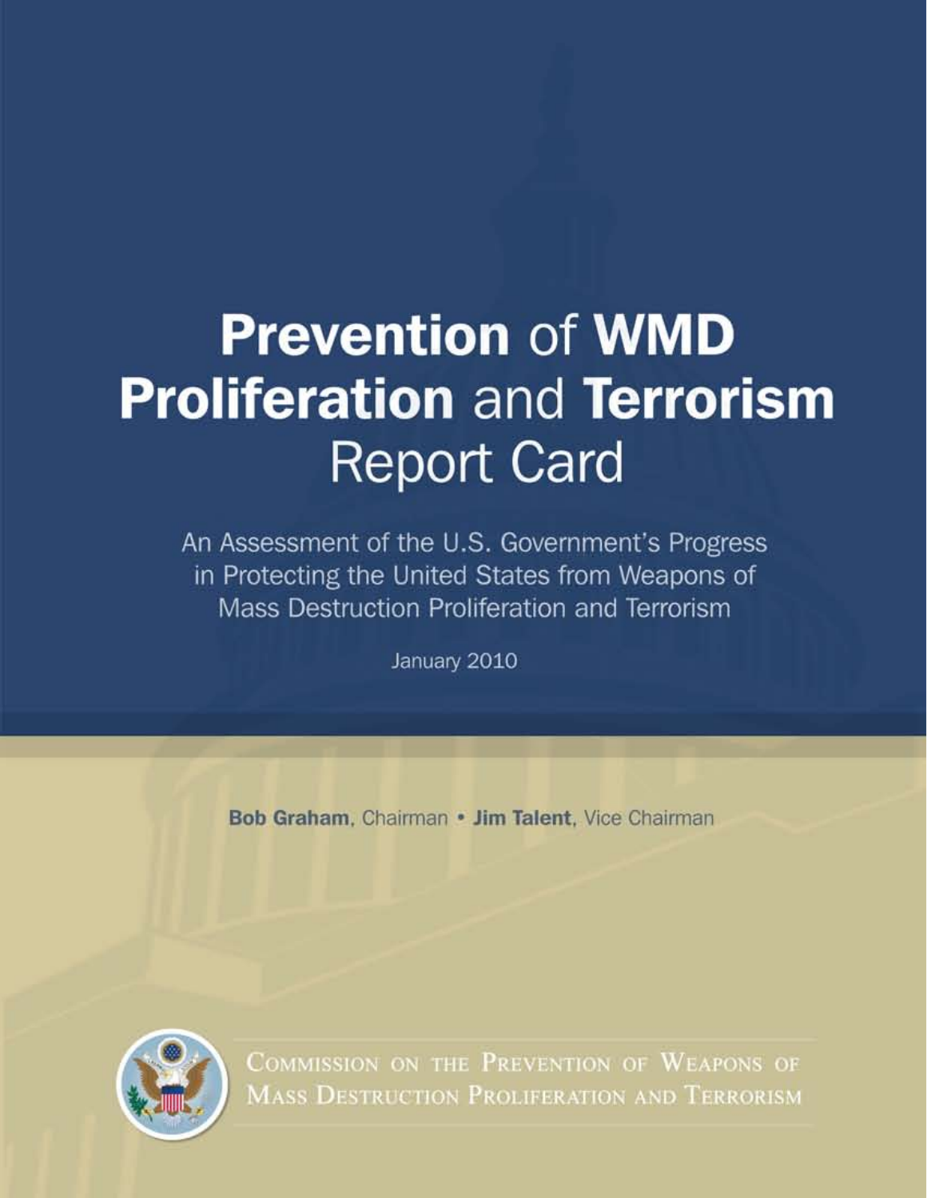# **Prevention** of **WMD Proliferation** and **Terrorism** Report Card

An Assessment of the U.S. Government's Progress in Protecting the United States from Weapons of Mass Destruction Proliferation and Terrorism

January 2010

**Bob Graham**, Chairman • **Jim Talent**, Vice Chairman

Commission on the Prevention of Weapons of Mass Destruction Proliferation and Terrorism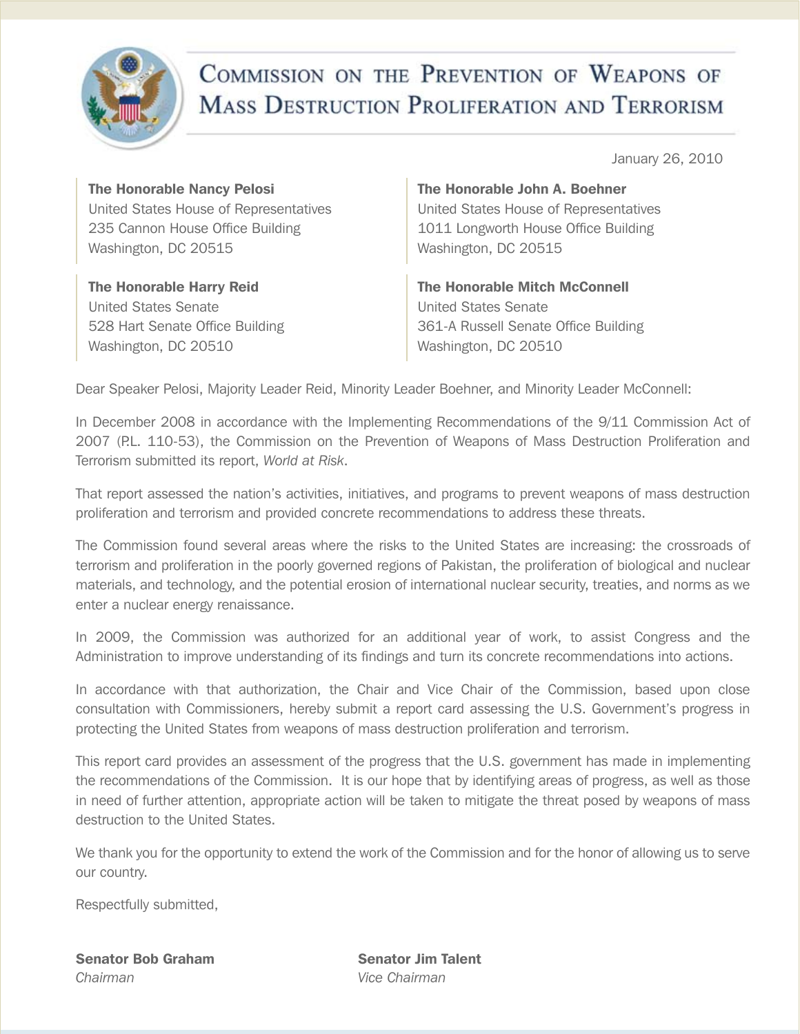# Commission on the Prevention of Weapons of Mass Destruction Proliferation and Terrorism

January 26, 2010

**The Honorable Nancy Pelosi**
United States House of Representatives
235 Cannon House Office Building
Washington, DC 20515

**The Honorable John A. Boehner**
United States House of Representatives
1011 Longworth House Office Building
Washington, DC 20515

**The Honorable Harry Reid**
United States Senate
528 Hart Senate Office Building
Washington, DC 20510

**The Honorable Mitch McConnell**
United States Senate
361-A Russell Senate Office Building
Washington, DC 20510

Dear Speaker Pelosi, Majority Leader Reid, Minority Leader Boehner, and Minority Leader McConnell:

In December 2008 in accordance with the Implementing Recommendations of the 9/11 Commission Act of 2007 (P.L. 110-53), the Commission on the Prevention of Weapons of Mass Destruction Proliferation and Terrorism submitted its report, *World at Risk*.

That report assessed the nation's activities, initiatives, and programs to prevent weapons of mass destruction proliferation and terrorism and provided concrete recommendations to address these threats.

The Commission found several areas where the risks to the United States are increasing: the crossroads of terrorism and proliferation in the poorly governed regions of Pakistan, the proliferation of biological and nuclear materials, and technology, and the potential erosion of international nuclear security, treaties, and norms as we enter a nuclear energy renaissance.

In 2009, the Commission was authorized for an additional year of work, to assist Congress and the Administration to improve understanding of its findings and turn its concrete recommendations into actions.

In accordance with that authorization, the Chair and Vice Chair of the Commission, based upon close consultation with Commissioners, hereby submit a report card assessing the U.S. Government's progress in protecting the United States from weapons of mass destruction proliferation and terrorism.

This report card provides an assessment of the progress that the U.S. government has made in implementing the recommendations of the Commission. It is our hope that by identifying areas of progress, as well as those in need of further attention, appropriate action will be taken to mitigate the threat posed by weapons of mass destruction to the United States.

We thank you for the opportunity to extend the work of the Commission and for the honor of allowing us to serve our country.

Respectfully submitted,

**Senator Bob Graham**
*Chairman*

**Senator Jim Talent**
*Vice Chairman*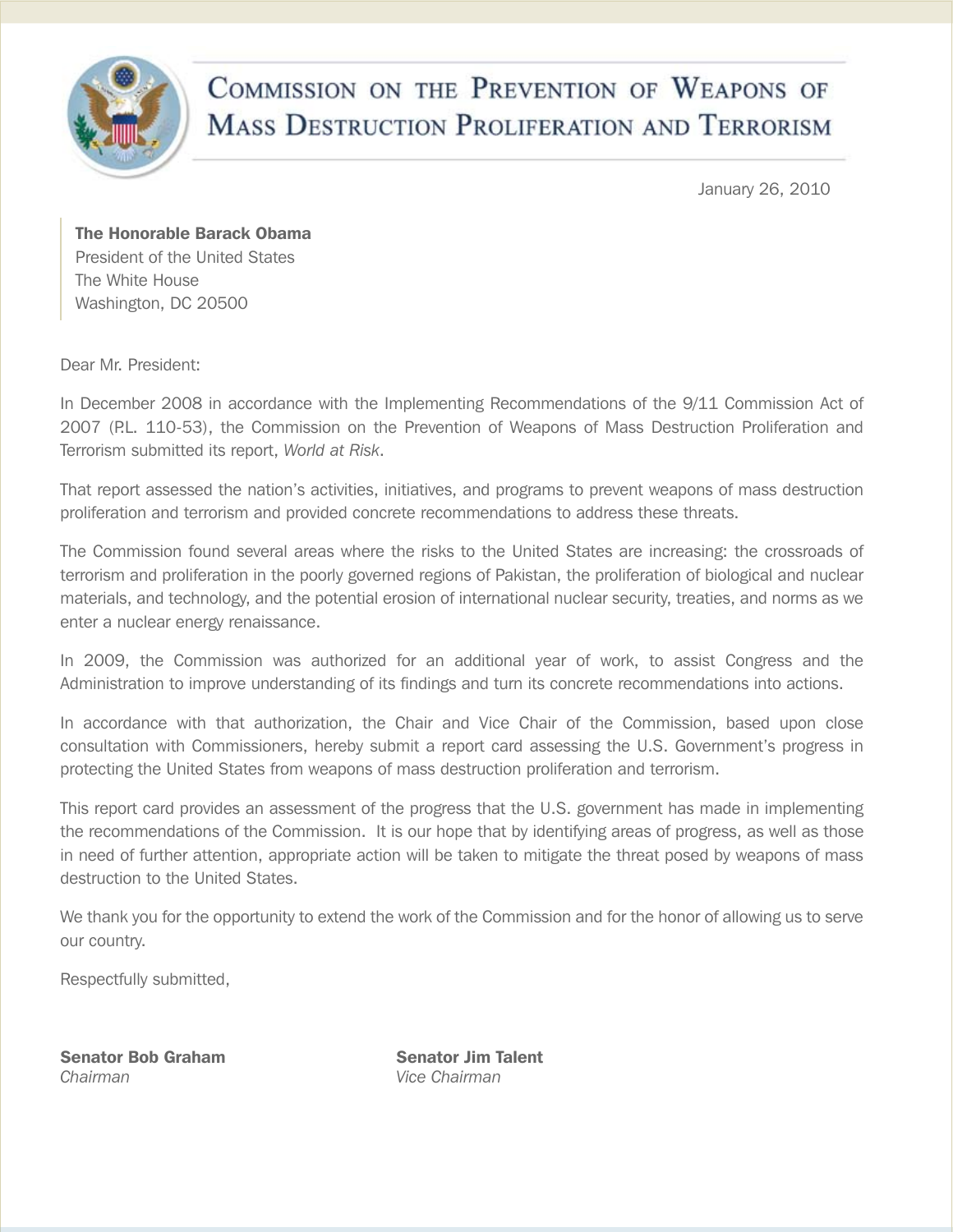# Commission on the Prevention of Weapons of Mass Destruction Proliferation and Terrorism

January 26, 2010

**The Honorable Barack Obama**
President of the United States
The White House
Washington, DC 20500

Dear Mr. President:

In December 2008 in accordance with the Implementing Recommendations of the 9/11 Commission Act of 2007 (P.L. 110-53), the Commission on the Prevention of Weapons of Mass Destruction Proliferation and Terrorism submitted its report, *World at Risk*.

That report assessed the nation's activities, initiatives, and programs to prevent weapons of mass destruction proliferation and terrorism and provided concrete recommendations to address these threats.

The Commission found several areas where the risks to the United States are increasing: the crossroads of terrorism and proliferation in the poorly governed regions of Pakistan, the proliferation of biological and nuclear materials, and technology, and the potential erosion of international nuclear security, treaties, and norms as we enter a nuclear energy renaissance.

In 2009, the Commission was authorized for an additional year of work, to assist Congress and the Administration to improve understanding of its findings and turn its concrete recommendations into actions.

In accordance with that authorization, the Chair and Vice Chair of the Commission, based upon close consultation with Commissioners, hereby submit a report card assessing the U.S. Government's progress in protecting the United States from weapons of mass destruction proliferation and terrorism.

This report card provides an assessment of the progress that the U.S. government has made in implementing the recommendations of the Commission. It is our hope that by identifying areas of progress, as well as those in need of further attention, appropriate action will be taken to mitigate the threat posed by weapons of mass destruction to the United States.

We thank you for the opportunity to extend the work of the Commission and for the honor of allowing us to serve our country.

Respectfully submitted,

**Senator Bob Graham**
*Chairman*

**Senator Jim Talent**
*Vice Chairman*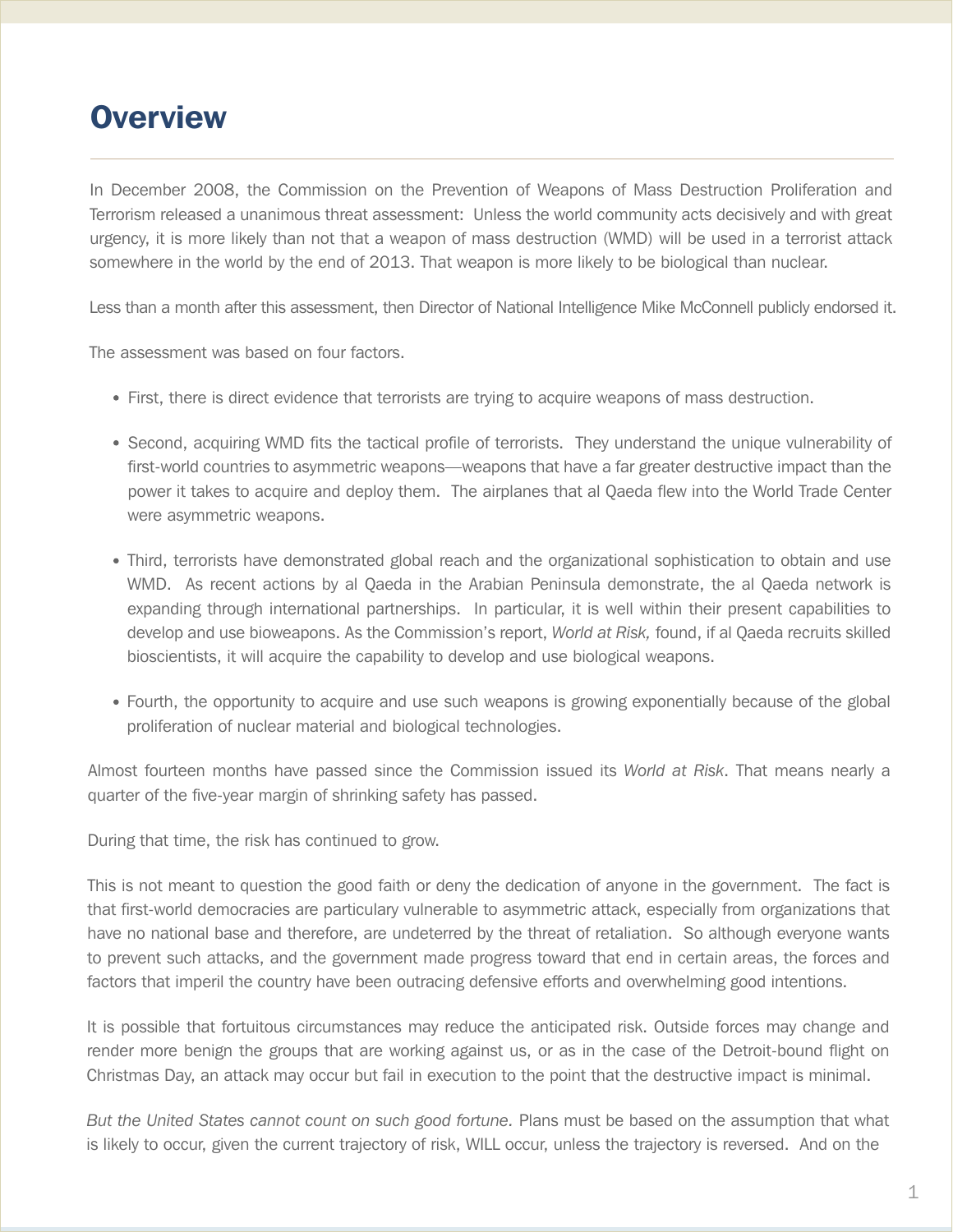# Overview

In December 2008, the Commission on the Prevention of Weapons of Mass Destruction Proliferation and Terrorism released a unanimous threat assessment: Unless the world community acts decisively and with great urgency, it is more likely than not that a weapon of mass destruction (WMD) will be used in a terrorist attack somewhere in the world by the end of 2013. That weapon is more likely to be biological than nuclear.

Less than a month after this assessment, then Director of National Intelligence Mike McConnell publicly endorsed it.

The assessment was based on four factors.

- First, there is direct evidence that terrorists are trying to acquire weapons of mass destruction.
- Second, acquiring WMD fits the tactical profile of terrorists. They understand the unique vulnerability of first-world countries to asymmetric weapons—weapons that have a far greater destructive impact than the power it takes to acquire and deploy them. The airplanes that al Qaeda flew into the World Trade Center were asymmetric weapons.
- Third, terrorists have demonstrated global reach and the organizational sophistication to obtain and use WMD. As recent actions by al Qaeda in the Arabian Peninsula demonstrate, the al Qaeda network is expanding through international partnerships. In particular, it is well within their present capabilities to develop and use bioweapons. As the Commission's report, *World at Risk,* found, if al Qaeda recruits skilled bioscientists, it will acquire the capability to develop and use biological weapons.
- Fourth, the opportunity to acquire and use such weapons is growing exponentially because of the global proliferation of nuclear material and biological technologies.

Almost fourteen months have passed since the Commission issued its *World at Risk*. That means nearly a quarter of the five-year margin of shrinking safety has passed.

During that time, the risk has continued to grow.

This is not meant to question the good faith or deny the dedication of anyone in the government. The fact is that first-world democracies are particulary vulnerable to asymmetric attack, especially from organizations that have no national base and therefore, are undeterred by the threat of retaliation. So although everyone wants to prevent such attacks, and the government made progress toward that end in certain areas, the forces and factors that imperil the country have been outracing defensive efforts and overwhelming good intentions.

It is possible that fortuitous circumstances may reduce the anticipated risk. Outside forces may change and render more benign the groups that are working against us, or as in the case of the Detroit-bound flight on Christmas Day, an attack may occur but fail in execution to the point that the destructive impact is minimal.

*But the United States cannot count on such good fortune.* Plans must be based on the assumption that what is likely to occur, given the current trajectory of risk, WILL occur, unless the trajectory is reversed. And on the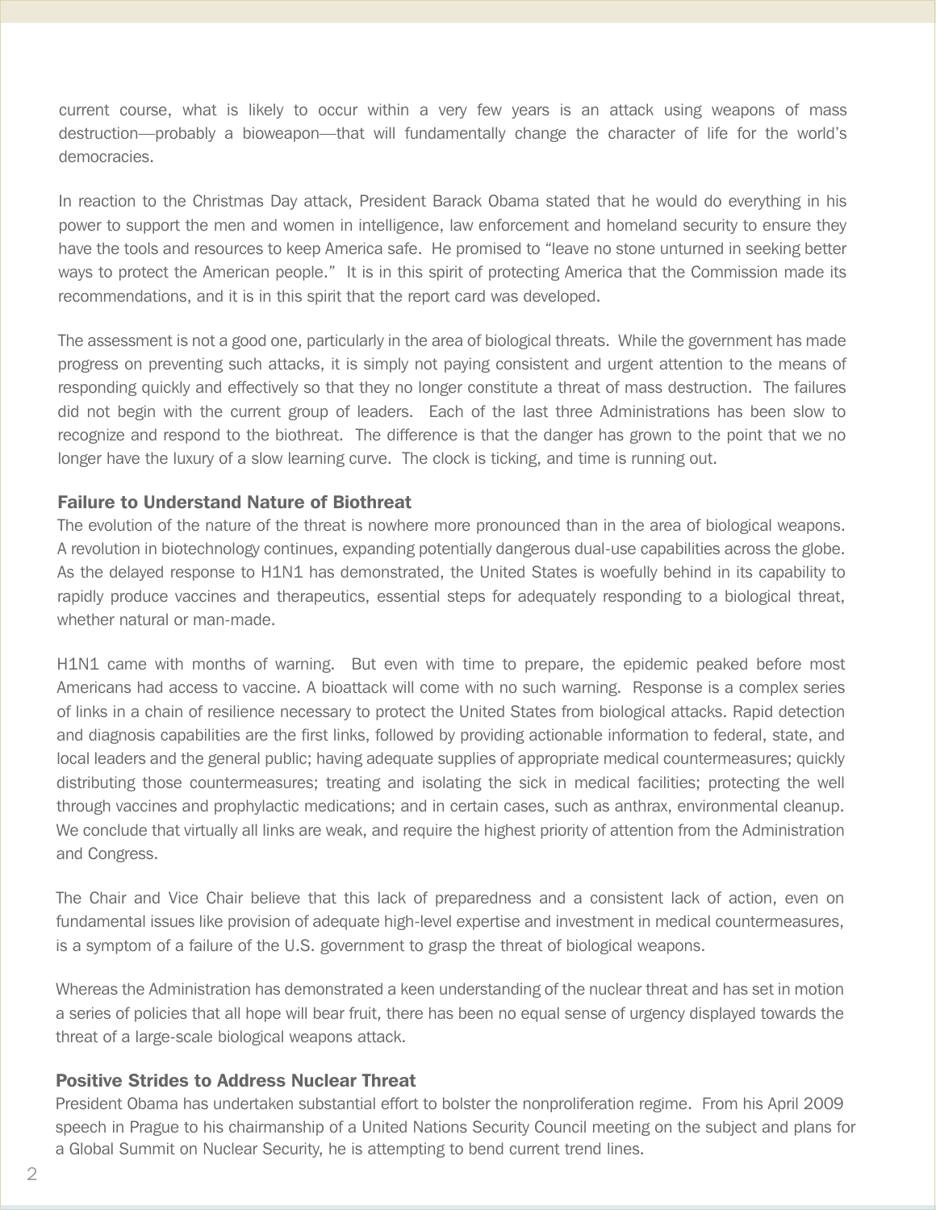current course, what is likely to occur within a very few years is an attack using weapons of mass destruction—probably a bioweapon—that will fundamentally change the character of life for the world's democracies.

In reaction to the Christmas Day attack, President Barack Obama stated that he would do everything in his power to support the men and women in intelligence, law enforcement and homeland security to ensure they have the tools and resources to keep America safe. He promised to "leave no stone unturned in seeking better ways to protect the American people." It is in this spirit of protecting America that the Commission made its recommendations, and it is in this spirit that the report card was developed.

The assessment is not a good one, particularly in the area of biological threats. While the government has made progress on preventing such attacks, it is simply not paying consistent and urgent attention to the means of responding quickly and effectively so that they no longer constitute a threat of mass destruction. The failures did not begin with the current group of leaders. Each of the last three Administrations has been slow to recognize and respond to the biothreat. The difference is that the danger has grown to the point that we no longer have the luxury of a slow learning curve. The clock is ticking, and time is running out.

### Failure to Understand Nature of Biothreat

The evolution of the nature of the threat is nowhere more pronounced than in the area of biological weapons. A revolution in biotechnology continues, expanding potentially dangerous dual-use capabilities across the globe. As the delayed response to H1N1 has demonstrated, the United States is woefully behind in its capability to rapidly produce vaccines and therapeutics, essential steps for adequately responding to a biological threat, whether natural or man-made.

H1N1 came with months of warning. But even with time to prepare, the epidemic peaked before most Americans had access to vaccine. A bioattack will come with no such warning. Response is a complex series of links in a chain of resilience necessary to protect the United States from biological attacks. Rapid detection and diagnosis capabilities are the first links, followed by providing actionable information to federal, state, and local leaders and the general public; having adequate supplies of appropriate medical countermeasures; quickly distributing those countermeasures; treating and isolating the sick in medical facilities; protecting the well through vaccines and prophylactic medications; and in certain cases, such as anthrax, environmental cleanup. We conclude that virtually all links are weak, and require the highest priority of attention from the Administration and Congress.

The Chair and Vice Chair believe that this lack of preparedness and a consistent lack of action, even on fundamental issues like provision of adequate high-level expertise and investment in medical countermeasures, is a symptom of a failure of the U.S. government to grasp the threat of biological weapons.

Whereas the Administration has demonstrated a keen understanding of the nuclear threat and has set in motion a series of policies that all hope will bear fruit, there has been no equal sense of urgency displayed towards the threat of a large-scale biological weapons attack.

### Positive Strides to Address Nuclear Threat

President Obama has undertaken substantial effort to bolster the nonproliferation regime. From his April 2009 speech in Prague to his chairmanship of a United Nations Security Council meeting on the subject and plans for a Global Summit on Nuclear Security, he is attempting to bend current trend lines.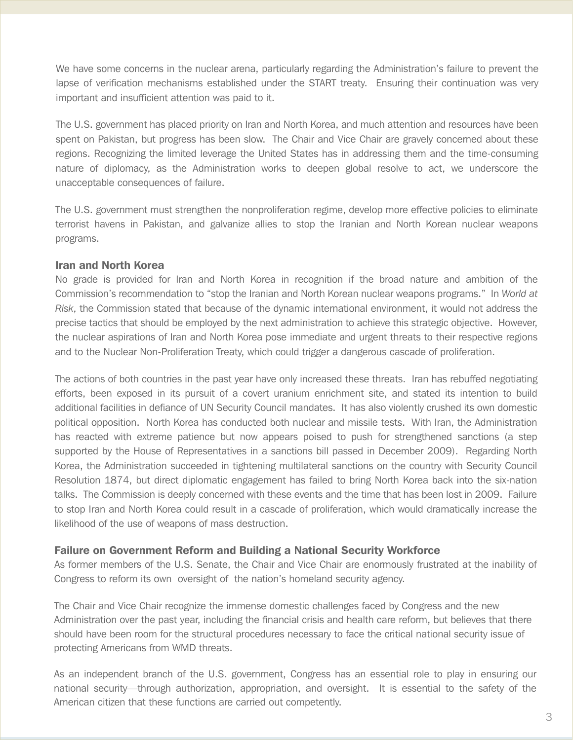We have some concerns in the nuclear arena, particularly regarding the Administration's failure to prevent the lapse of verification mechanisms established under the START treaty. Ensuring their continuation was very important and insufficient attention was paid to it.

The U.S. government has placed priority on Iran and North Korea, and much attention and resources have been spent on Pakistan, but progress has been slow. The Chair and Vice Chair are gravely concerned about these regions. Recognizing the limited leverage the United States has in addressing them and the time-consuming nature of diplomacy, as the Administration works to deepen global resolve to act, we underscore the unacceptable consequences of failure.

The U.S. government must strengthen the nonproliferation regime, develop more effective policies to eliminate terrorist havens in Pakistan, and galvanize allies to stop the Iranian and North Korean nuclear weapons programs.

### Iran and North Korea

No grade is provided for Iran and North Korea in recognition if the broad nature and ambition of the Commission's recommendation to "stop the Iranian and North Korean nuclear weapons programs." In *World at Risk*, the Commission stated that because of the dynamic international environment, it would not address the precise tactics that should be employed by the next administration to achieve this strategic objective. However, the nuclear aspirations of Iran and North Korea pose immediate and urgent threats to their respective regions and to the Nuclear Non-Proliferation Treaty, which could trigger a dangerous cascade of proliferation.

The actions of both countries in the past year have only increased these threats. Iran has rebuffed negotiating efforts, been exposed in its pursuit of a covert uranium enrichment site, and stated its intention to build additional facilities in defiance of UN Security Council mandates. It has also violently crushed its own domestic political opposition. North Korea has conducted both nuclear and missile tests. With Iran, the Administration has reacted with extreme patience but now appears poised to push for strengthened sanctions (a step supported by the House of Representatives in a sanctions bill passed in December 2009). Regarding North Korea, the Administration succeeded in tightening multilateral sanctions on the country with Security Council Resolution 1874, but direct diplomatic engagement has failed to bring North Korea back into the six-nation talks. The Commission is deeply concerned with these events and the time that has been lost in 2009. Failure to stop Iran and North Korea could result in a cascade of proliferation, which would dramatically increase the likelihood of the use of weapons of mass destruction.

### Failure on Government Reform and Building a National Security Workforce

As former members of the U.S. Senate, the Chair and Vice Chair are enormously frustrated at the inability of Congress to reform its own oversight of the nation's homeland security agency.

The Chair and Vice Chair recognize the immense domestic challenges faced by Congress and the new Administration over the past year, including the financial crisis and health care reform, but believes that there should have been room for the structural procedures necessary to face the critical national security issue of protecting Americans from WMD threats.

As an independent branch of the U.S. government, Congress has an essential role to play in ensuring our national security—through authorization, appropriation, and oversight. It is essential to the safety of the American citizen that these functions are carried out competently.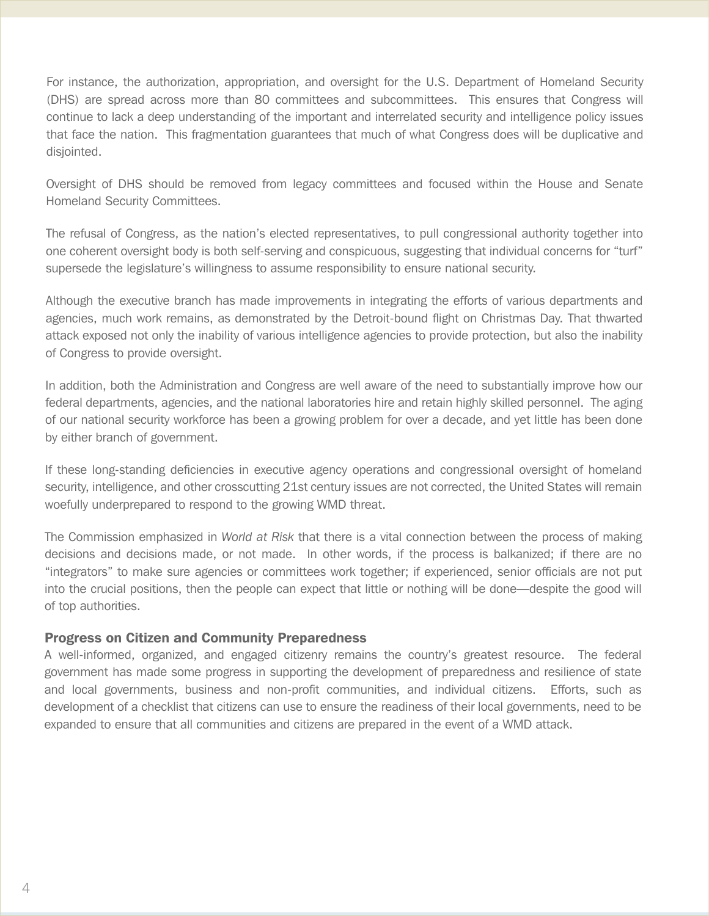For instance, the authorization, appropriation, and oversight for the U.S. Department of Homeland Security (DHS) are spread across more than 80 committees and subcommittees. This ensures that Congress will continue to lack a deep understanding of the important and interrelated security and intelligence policy issues that face the nation. This fragmentation guarantees that much of what Congress does will be duplicative and disjointed.

Oversight of DHS should be removed from legacy committees and focused within the House and Senate Homeland Security Committees.

The refusal of Congress, as the nation's elected representatives, to pull congressional authority together into one coherent oversight body is both self-serving and conspicuous, suggesting that individual concerns for "turf" supersede the legislature's willingness to assume responsibility to ensure national security.

Although the executive branch has made improvements in integrating the efforts of various departments and agencies, much work remains, as demonstrated by the Detroit-bound flight on Christmas Day. That thwarted attack exposed not only the inability of various intelligence agencies to provide protection, but also the inability of Congress to provide oversight.

In addition, both the Administration and Congress are well aware of the need to substantially improve how our federal departments, agencies, and the national laboratories hire and retain highly skilled personnel. The aging of our national security workforce has been a growing problem for over a decade, and yet little has been done by either branch of government.

If these long-standing deficiencies in executive agency operations and congressional oversight of homeland security, intelligence, and other crosscutting 21st century issues are not corrected, the United States will remain woefully underprepared to respond to the growing WMD threat.

The Commission emphasized in *World at Risk* that there is a vital connection between the process of making decisions and decisions made, or not made. In other words, if the process is balkanized; if there are no "integrators" to make sure agencies or committees work together; if experienced, senior officials are not put into the crucial positions, then the people can expect that little or nothing will be done—despite the good will of top authorities.

### Progress on Citizen and Community Preparedness

A well-informed, organized, and engaged citizenry remains the country's greatest resource. The federal government has made some progress in supporting the development of preparedness and resilience of state and local governments, business and non-profit communities, and individual citizens. Efforts, such as development of a checklist that citizens can use to ensure the readiness of their local governments, need to be expanded to ensure that all communities and citizens are prepared in the event of a WMD attack.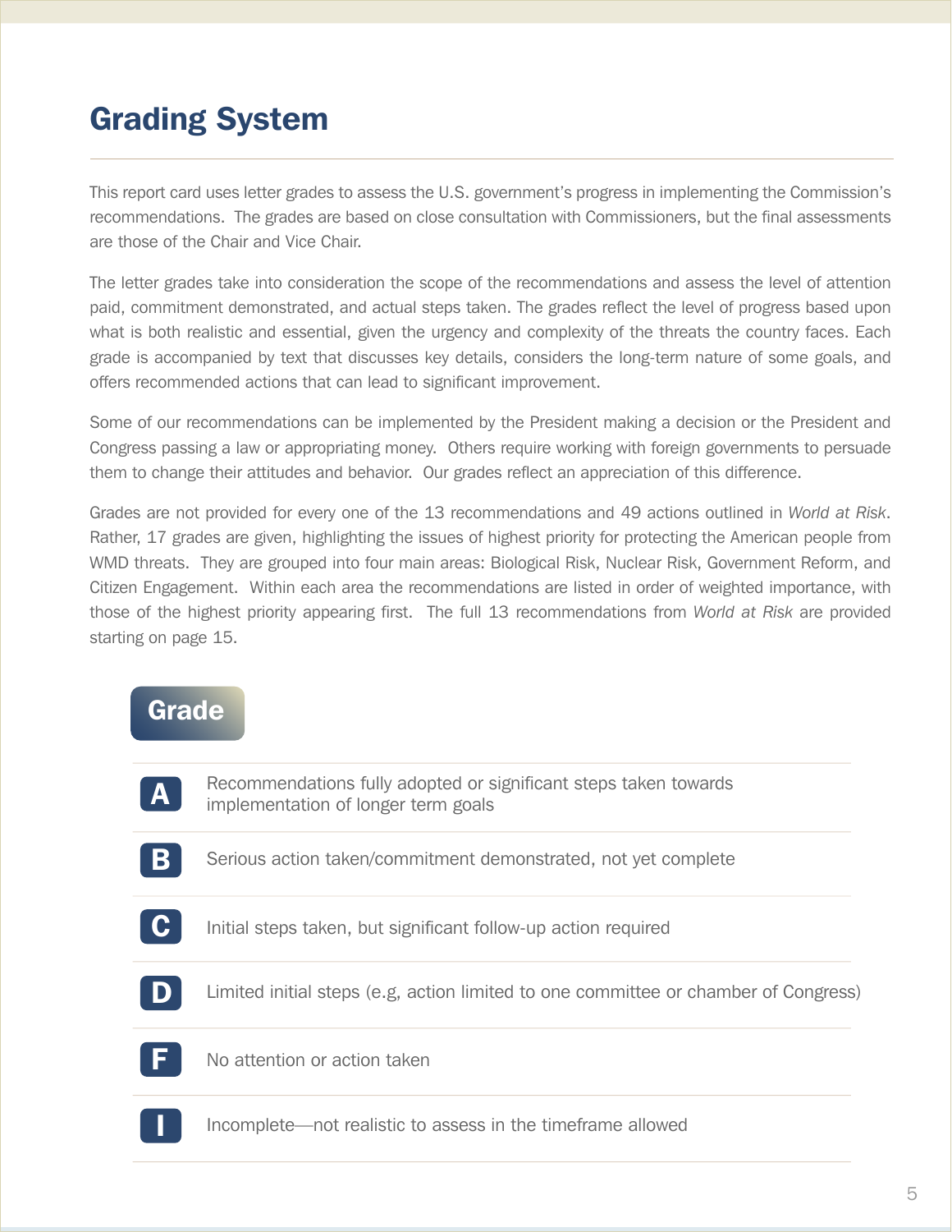# Grading System

This report card uses letter grades to assess the U.S. government's progress in implementing the Commission's recommendations. The grades are based on close consultation with Commissioners, but the final assessments are those of the Chair and Vice Chair.

The letter grades take into consideration the scope of the recommendations and assess the level of attention paid, commitment demonstrated, and actual steps taken. The grades reflect the level of progress based upon what is both realistic and essential, given the urgency and complexity of the threats the country faces. Each grade is accompanied by text that discusses key details, considers the long-term nature of some goals, and offers recommended actions that can lead to significant improvement.

Some of our recommendations can be implemented by the President making a decision or the President and Congress passing a law or appropriating money. Others require working with foreign governments to persuade them to change their attitudes and behavior. Our grades reflect an appreciation of this difference.

Grades are not provided for every one of the 13 recommendations and 49 actions outlined in *World at Risk*. Rather, 17 grades are given, highlighting the issues of highest priority for protecting the American people from WMD threats. They are grouped into four main areas: Biological Risk, Nuclear Risk, Government Reform, and Citizen Engagement. Within each area the recommendations are listed in order of weighted importance, with those of the highest priority appearing first. The full 13 recommendations from *World at Risk* are provided starting on page 15.

| Grade | |
|---|---|
| A | Recommendations fully adopted or significant steps taken towards implementation of longer term goals |
| B | Serious action taken/commitment demonstrated, not yet complete |
| C | Initial steps taken, but significant follow-up action required |
| D | Limited initial steps (e.g, action limited to one committee or chamber of Congress) |
| F | No attention or action taken |
| I | Incomplete—not realistic to assess in the timeframe allowed |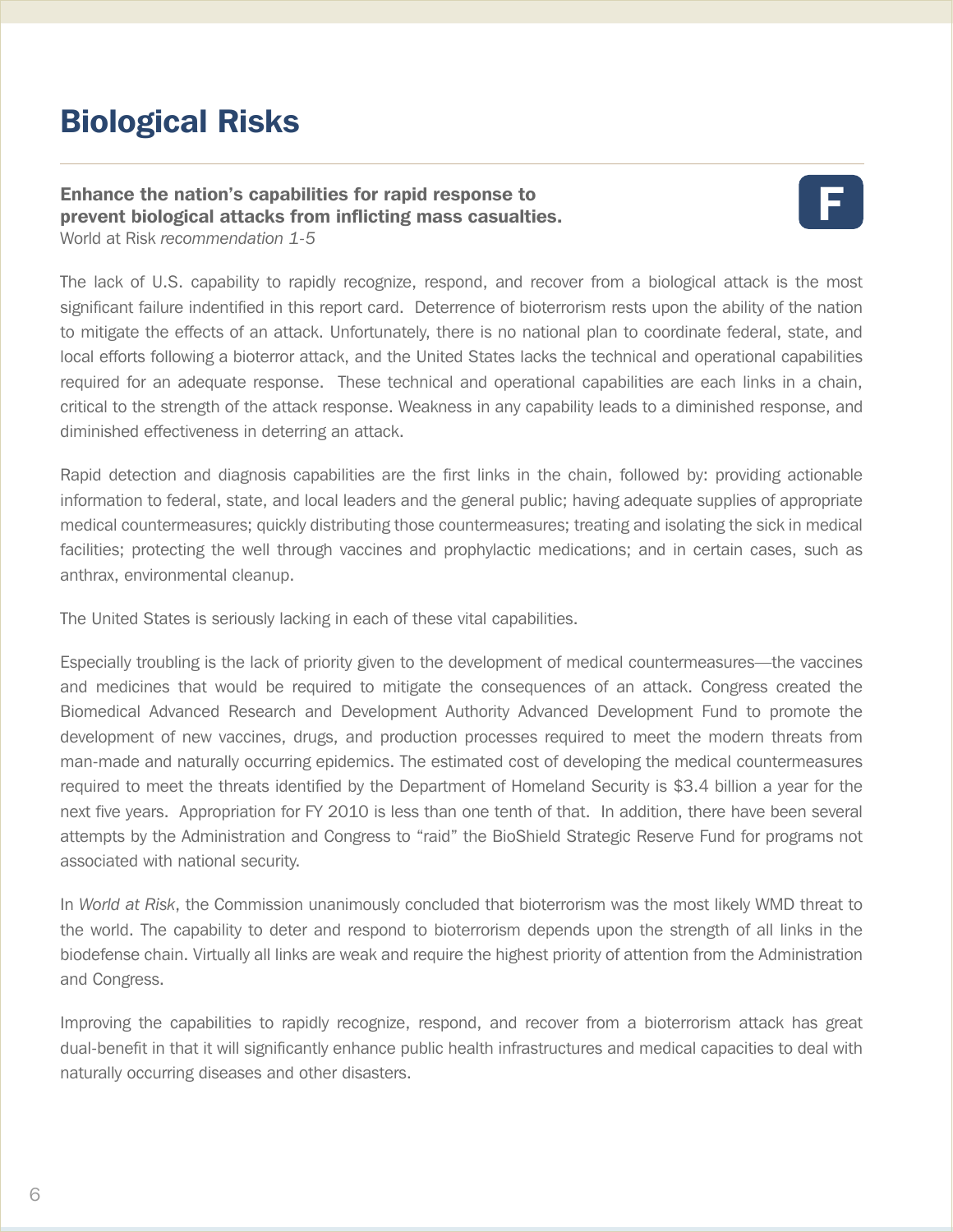# Biological Risks

**Enhance the nation's capabilities for rapid response to prevent biological attacks from inflicting mass casualties.**
World at Risk *recommendation 1-5*

**F**

The lack of U.S. capability to rapidly recognize, respond, and recover from a biological attack is the most significant failure indentified in this report card. Deterrence of bioterrorism rests upon the ability of the nation to mitigate the effects of an attack. Unfortunately, there is no national plan to coordinate federal, state, and local efforts following a bioterror attack, and the United States lacks the technical and operational capabilities required for an adequate response. These technical and operational capabilities are each links in a chain, critical to the strength of the attack response. Weakness in any capability leads to a diminished response, and diminished effectiveness in deterring an attack.

Rapid detection and diagnosis capabilities are the first links in the chain, followed by: providing actionable information to federal, state, and local leaders and the general public; having adequate supplies of appropriate medical countermeasures; quickly distributing those countermeasures; treating and isolating the sick in medical facilities; protecting the well through vaccines and prophylactic medications; and in certain cases, such as anthrax, environmental cleanup.

The United States is seriously lacking in each of these vital capabilities.

Especially troubling is the lack of priority given to the development of medical countermeasures—the vaccines and medicines that would be required to mitigate the consequences of an attack. Congress created the Biomedical Advanced Research and Development Authority Advanced Development Fund to promote the development of new vaccines, drugs, and production processes required to meet the modern threats from man-made and naturally occurring epidemics. The estimated cost of developing the medical countermeasures required to meet the threats identified by the Department of Homeland Security is $3.4 billion a year for the next five years. Appropriation for FY 2010 is less than one tenth of that. In addition, there have been several attempts by the Administration and Congress to "raid" the BioShield Strategic Reserve Fund for programs not associated with national security.

In *World at Risk*, the Commission unanimously concluded that bioterrorism was the most likely WMD threat to the world. The capability to deter and respond to bioterrorism depends upon the strength of all links in the biodefense chain. Virtually all links are weak and require the highest priority of attention from the Administration and Congress.

Improving the capabilities to rapidly recognize, respond, and recover from a bioterrorism attack has great dual-benefit in that it will significantly enhance public health infrastructures and medical capacities to deal with naturally occurring diseases and other disasters.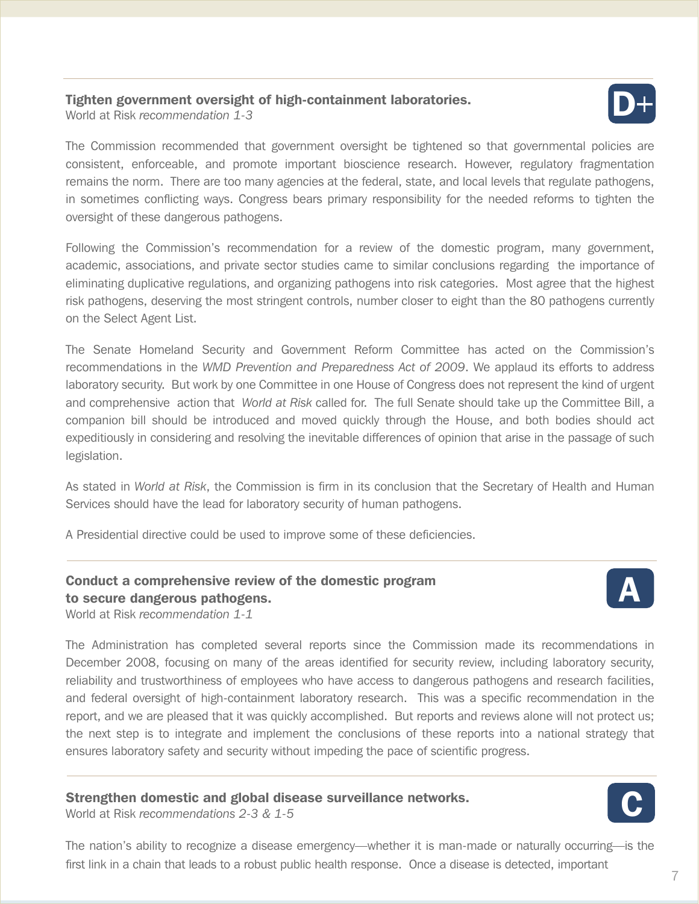### Tighten government oversight of high-containment laboratories.

World at Risk *recommendation 1-3*

**D+**

The Commission recommended that government oversight be tightened so that governmental policies are consistent, enforceable, and promote important bioscience research. However, regulatory fragmentation remains the norm. There are too many agencies at the federal, state, and local levels that regulate pathogens, in sometimes conflicting ways. Congress bears primary responsibility for the needed reforms to tighten the oversight of these dangerous pathogens.

Following the Commission's recommendation for a review of the domestic program, many government, academic, associations, and private sector studies came to similar conclusions regarding the importance of eliminating duplicative regulations, and organizing pathogens into risk categories. Most agree that the highest risk pathogens, deserving the most stringent controls, number closer to eight than the 80 pathogens currently on the Select Agent List.

The Senate Homeland Security and Government Reform Committee has acted on the Commission's recommendations in the *WMD Prevention and Preparedness Act of 2009*. We applaud its efforts to address laboratory security. But work by one Committee in one House of Congress does not represent the kind of urgent and comprehensive action that *World at Risk* called for. The full Senate should take up the Committee Bill, a companion bill should be introduced and moved quickly through the House, and both bodies should act expeditiously in considering and resolving the inevitable differences of opinion that arise in the passage of such legislation.

As stated in *World at Risk*, the Commission is firm in its conclusion that the Secretary of Health and Human Services should have the lead for laboratory security of human pathogens.

A Presidential directive could be used to improve some of these deficiencies.

### Conduct a comprehensive review of the domestic program to secure dangerous pathogens.

World at Risk *recommendation 1-1*

**A**

The Administration has completed several reports since the Commission made its recommendations in December 2008, focusing on many of the areas identified for security review, including laboratory security, reliability and trustworthiness of employees who have access to dangerous pathogens and research facilities, and federal oversight of high-containment laboratory research. This was a specific recommendation in the report, and we are pleased that it was quickly accomplished. But reports and reviews alone will not protect us; the next step is to integrate and implement the conclusions of these reports into a national strategy that ensures laboratory safety and security without impeding the pace of scientific progress.

### Strengthen domestic and global disease surveillance networks.

World at Risk *recommendations 2-3 & 1-5*

**C**

The nation's ability to recognize a disease emergency—whether it is man-made or naturally occurring—is the first link in a chain that leads to a robust public health response. Once a disease is detected, important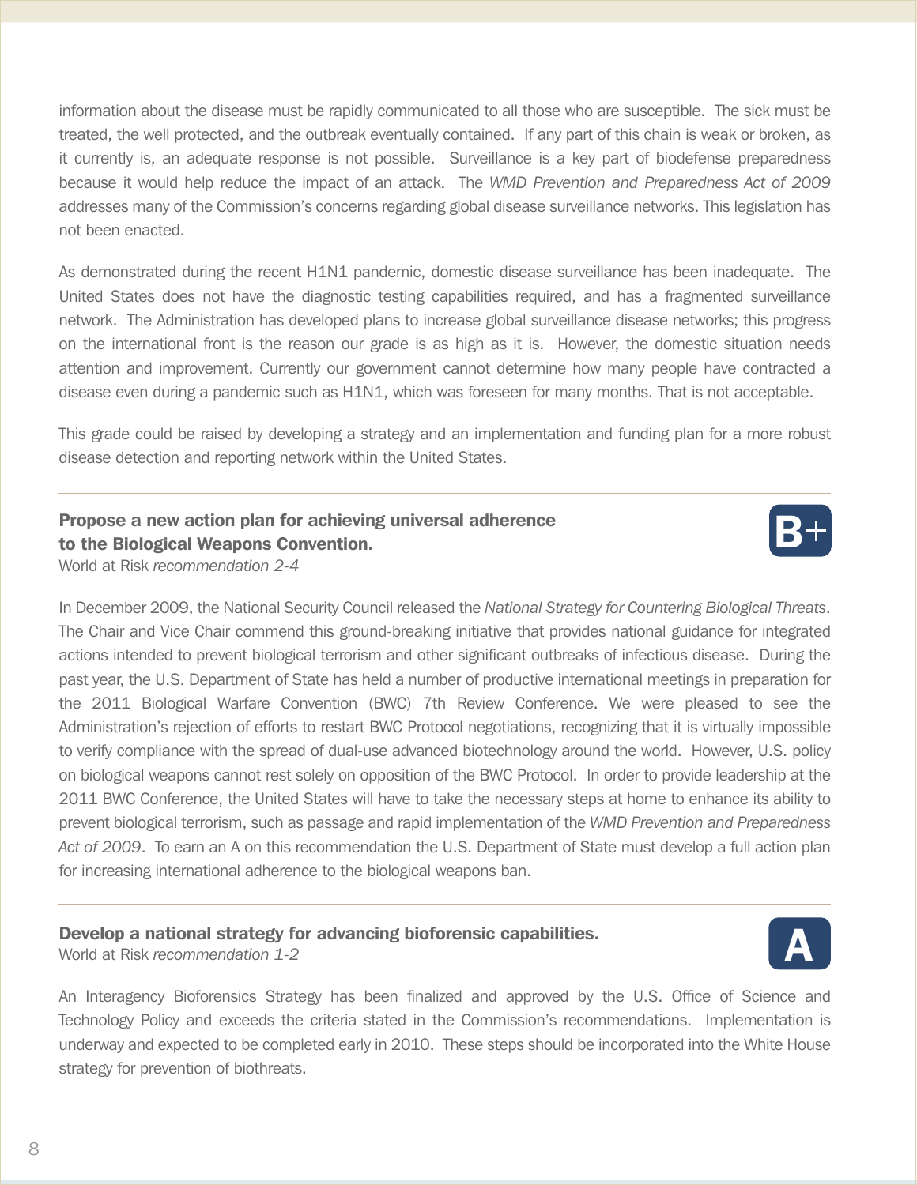information about the disease must be rapidly communicated to all those who are susceptible. The sick must be treated, the well protected, and the outbreak eventually contained. If any part of this chain is weak or broken, as it currently is, an adequate response is not possible. Surveillance is a key part of biodefense preparedness because it would help reduce the impact of an attack. The *WMD Prevention and Preparedness Act of 2009* addresses many of the Commission's concerns regarding global disease surveillance networks. This legislation has not been enacted.

As demonstrated during the recent H1N1 pandemic, domestic disease surveillance has been inadequate. The United States does not have the diagnostic testing capabilities required, and has a fragmented surveillance network. The Administration has developed plans to increase global surveillance disease networks; this progress on the international front is the reason our grade is as high as it is. However, the domestic situation needs attention and improvement. Currently our government cannot determine how many people have contracted a disease even during a pandemic such as H1N1, which was foreseen for many months. That is not acceptable.

This grade could be raised by developing a strategy and an implementation and funding plan for a more robust disease detection and reporting network within the United States.

---

### Propose a new action plan for achieving universal adherence to the Biological Weapons Convention.

World at Risk *recommendation 2-4*

**B+**

In December 2009, the National Security Council released the *National Strategy for Countering Biological Threats*. The Chair and Vice Chair commend this ground-breaking initiative that provides national guidance for integrated actions intended to prevent biological terrorism and other significant outbreaks of infectious disease. During the past year, the U.S. Department of State has held a number of productive international meetings in preparation for the 2011 Biological Warfare Convention (BWC) 7th Review Conference. We were pleased to see the Administration's rejection of efforts to restart BWC Protocol negotiations, recognizing that it is virtually impossible to verify compliance with the spread of dual-use advanced biotechnology around the world. However, U.S. policy on biological weapons cannot rest solely on opposition of the BWC Protocol. In order to provide leadership at the 2011 BWC Conference, the United States will have to take the necessary steps at home to enhance its ability to prevent biological terrorism, such as passage and rapid implementation of the *WMD Prevention and Preparedness Act of 2009*. To earn an A on this recommendation the U.S. Department of State must develop a full action plan for increasing international adherence to the biological weapons ban.

---

### Develop a national strategy for advancing bioforensic capabilities.

World at Risk *recommendation 1-2*

**A**

An Interagency Bioforensics Strategy has been finalized and approved by the U.S. Office of Science and Technology Policy and exceeds the criteria stated in the Commission's recommendations. Implementation is underway and expected to be completed early in 2010. These steps should be incorporated into the White House strategy for prevention of biothreats.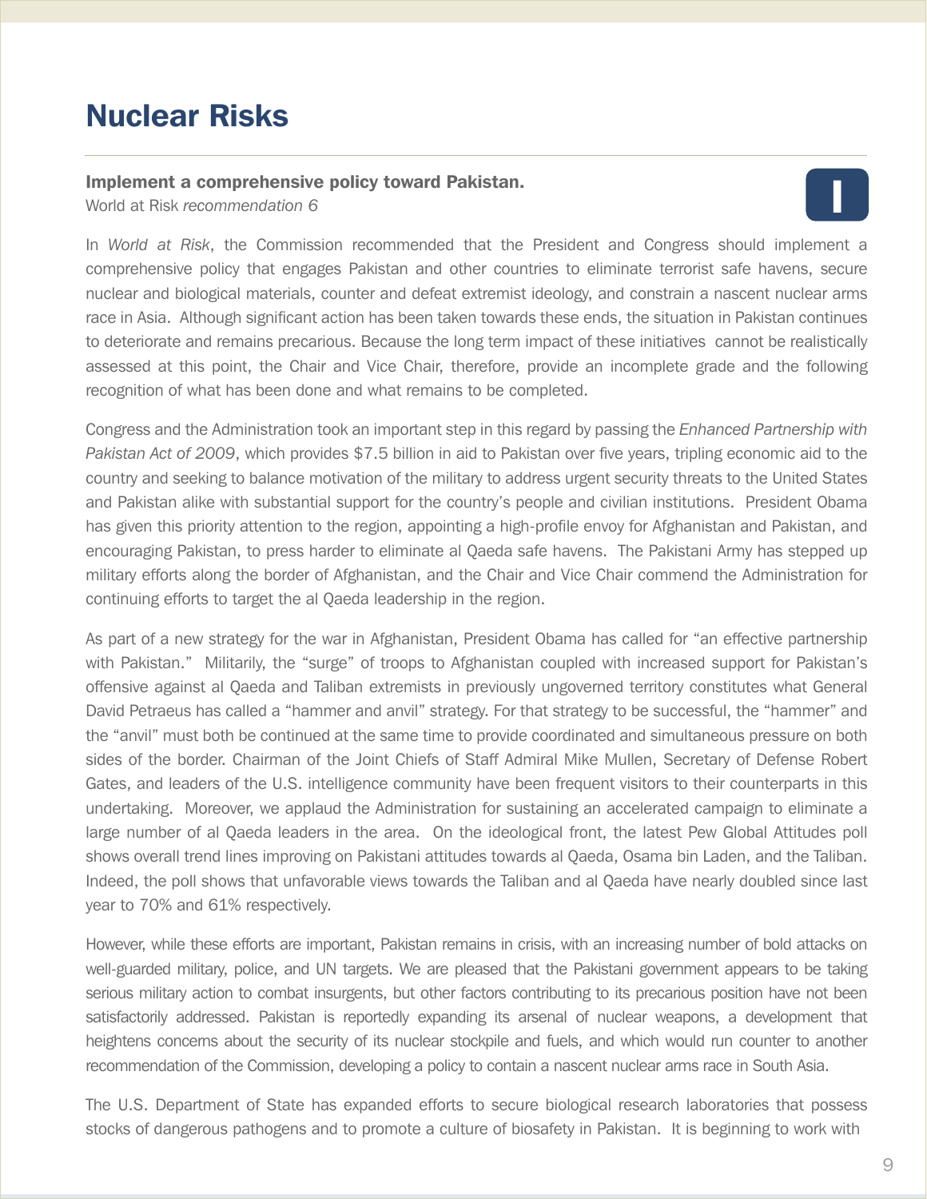# Nuclear Risks

**Implement a comprehensive policy toward Pakistan.**
World at Risk *recommendation 6*

**I**

In *World at Risk*, the Commission recommended that the President and Congress should implement a comprehensive policy that engages Pakistan and other countries to eliminate terrorist safe havens, secure nuclear and biological materials, counter and defeat extremist ideology, and constrain a nascent nuclear arms race in Asia. Although significant action has been taken towards these ends, the situation in Pakistan continues to deteriorate and remains precarious. Because the long term impact of these initiatives cannot be realistically assessed at this point, the Chair and Vice Chair, therefore, provide an incomplete grade and the following recognition of what has been done and what remains to be completed.

Congress and the Administration took an important step in this regard by passing the *Enhanced Partnership with Pakistan Act of 2009*, which provides $7.5 billion in aid to Pakistan over five years, tripling economic aid to the country and seeking to balance motivation of the military to address urgent security threats to the United States and Pakistan alike with substantial support for the country's people and civilian institutions. President Obama has given this priority attention to the region, appointing a high-profile envoy for Afghanistan and Pakistan, and encouraging Pakistan, to press harder to eliminate al Qaeda safe havens. The Pakistani Army has stepped up military efforts along the border of Afghanistan, and the Chair and Vice Chair commend the Administration for continuing efforts to target the al Qaeda leadership in the region.

As part of a new strategy for the war in Afghanistan, President Obama has called for "an effective partnership with Pakistan." Militarily, the "surge" of troops to Afghanistan coupled with increased support for Pakistan's offensive against al Qaeda and Taliban extremists in previously ungoverned territory constitutes what General David Petraeus has called a "hammer and anvil" strategy. For that strategy to be successful, the "hammer" and the "anvil" must both be continued at the same time to provide coordinated and simultaneous pressure on both sides of the border. Chairman of the Joint Chiefs of Staff Admiral Mike Mullen, Secretary of Defense Robert Gates, and leaders of the U.S. intelligence community have been frequent visitors to their counterparts in this undertaking. Moreover, we applaud the Administration for sustaining an accelerated campaign to eliminate a large number of al Qaeda leaders in the area. On the ideological front, the latest Pew Global Attitudes poll shows overall trend lines improving on Pakistani attitudes towards al Qaeda, Osama bin Laden, and the Taliban. Indeed, the poll shows that unfavorable views towards the Taliban and al Qaeda have nearly doubled since last year to 70% and 61% respectively.

However, while these efforts are important, Pakistan remains in crisis, with an increasing number of bold attacks on well-guarded military, police, and UN targets. We are pleased that the Pakistani government appears to be taking serious military action to combat insurgents, but other factors contributing to its precarious position have not been satisfactorily addressed. Pakistan is reportedly expanding its arsenal of nuclear weapons, a development that heightens concerns about the security of its nuclear stockpile and fuels, and which would run counter to another recommendation of the Commission, developing a policy to contain a nascent nuclear arms race in South Asia.

The U.S. Department of State has expanded efforts to secure biological research laboratories that possess stocks of dangerous pathogens and to promote a culture of biosafety in Pakistan. It is beginning to work with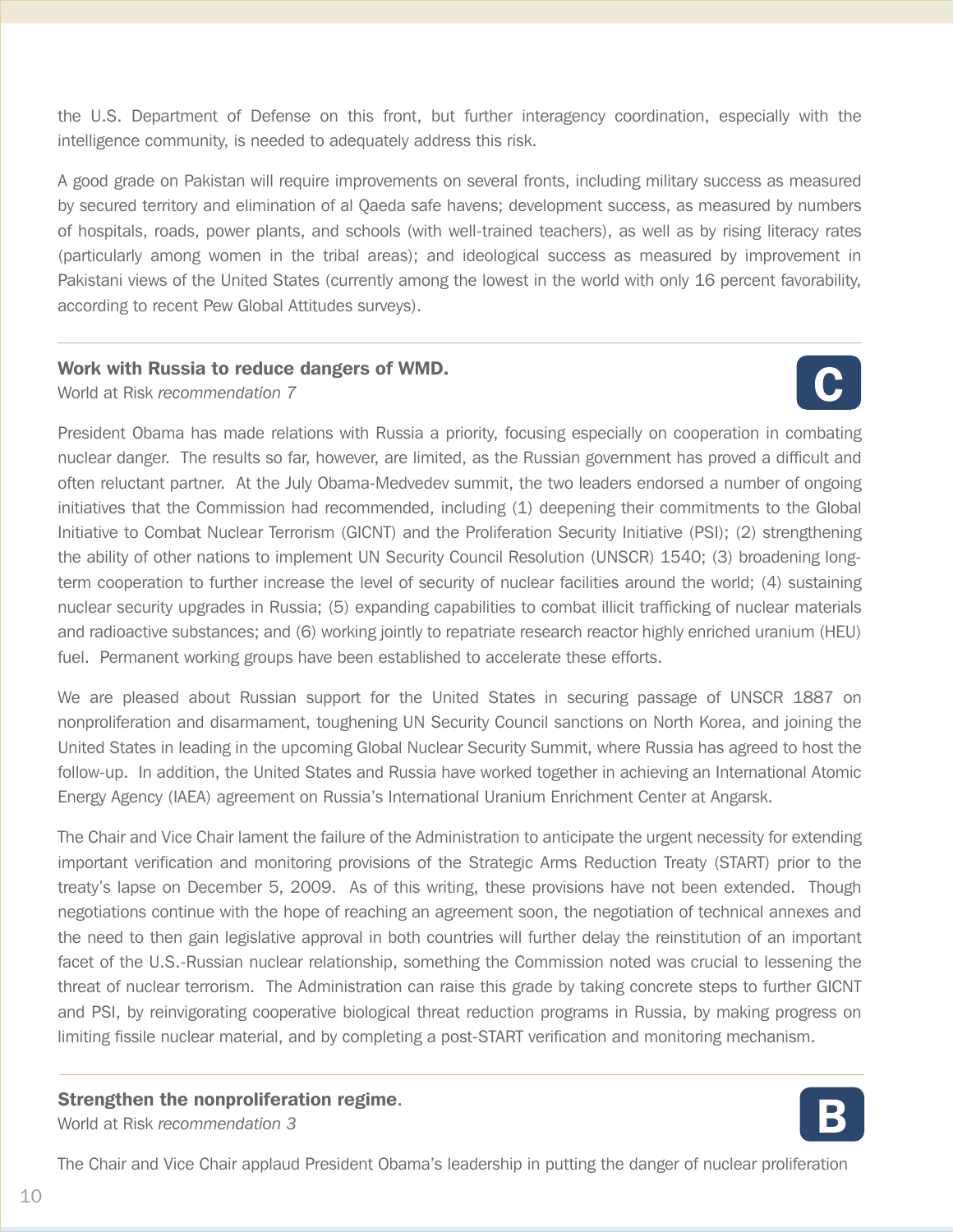the U.S. Department of Defense on this front, but further interagency coordination, especially with the intelligence community, is needed to adequately address this risk.

A good grade on Pakistan will require improvements on several fronts, including military success as measured by secured territory and elimination of al Qaeda safe havens; development success, as measured by numbers of hospitals, roads, power plants, and schools (with well-trained teachers), as well as by rising literacy rates (particularly among women in the tribal areas); and ideological success as measured by improvement in Pakistani views of the United States (currently among the lowest in the world with only 16 percent favorability, according to recent Pew Global Attitudes surveys).

---

### Work with Russia to reduce dangers of WMD.

World at Risk *recommendation 7*

**C**

President Obama has made relations with Russia a priority, focusing especially on cooperation in combating nuclear danger. The results so far, however, are limited, as the Russian government has proved a difficult and often reluctant partner. At the July Obama-Medvedev summit, the two leaders endorsed a number of ongoing initiatives that the Commission had recommended, including (1) deepening their commitments to the Global Initiative to Combat Nuclear Terrorism (GICNT) and the Proliferation Security Initiative (PSI); (2) strengthening the ability of other nations to implement UN Security Council Resolution (UNSCR) 1540; (3) broadening long-term cooperation to further increase the level of security of nuclear facilities around the world; (4) sustaining nuclear security upgrades in Russia; (5) expanding capabilities to combat illicit trafficking of nuclear materials and radioactive substances; and (6) working jointly to repatriate research reactor highly enriched uranium (HEU) fuel. Permanent working groups have been established to accelerate these efforts.

We are pleased about Russian support for the United States in securing passage of UNSCR 1887 on nonproliferation and disarmament, toughening UN Security Council sanctions on North Korea, and joining the United States in leading in the upcoming Global Nuclear Security Summit, where Russia has agreed to host the follow-up. In addition, the United States and Russia have worked together in achieving an International Atomic Energy Agency (IAEA) agreement on Russia's International Uranium Enrichment Center at Angarsk.

The Chair and Vice Chair lament the failure of the Administration to anticipate the urgent necessity for extending important verification and monitoring provisions of the Strategic Arms Reduction Treaty (START) prior to the treaty's lapse on December 5, 2009. As of this writing, these provisions have not been extended. Though negotiations continue with the hope of reaching an agreement soon, the negotiation of technical annexes and the need to then gain legislative approval in both countries will further delay the reinstitution of an important facet of the U.S.-Russian nuclear relationship, something the Commission noted was crucial to lessening the threat of nuclear terrorism. The Administration can raise this grade by taking concrete steps to further GICNT and PSI, by reinvigorating cooperative biological threat reduction programs in Russia, by making progress on limiting fissile nuclear material, and by completing a post-START verification and monitoring mechanism.

---

### Strengthen the nonproliferation regime.

World at Risk *recommendation 3*

**B**

The Chair and Vice Chair applaud President Obama's leadership in putting the danger of nuclear proliferation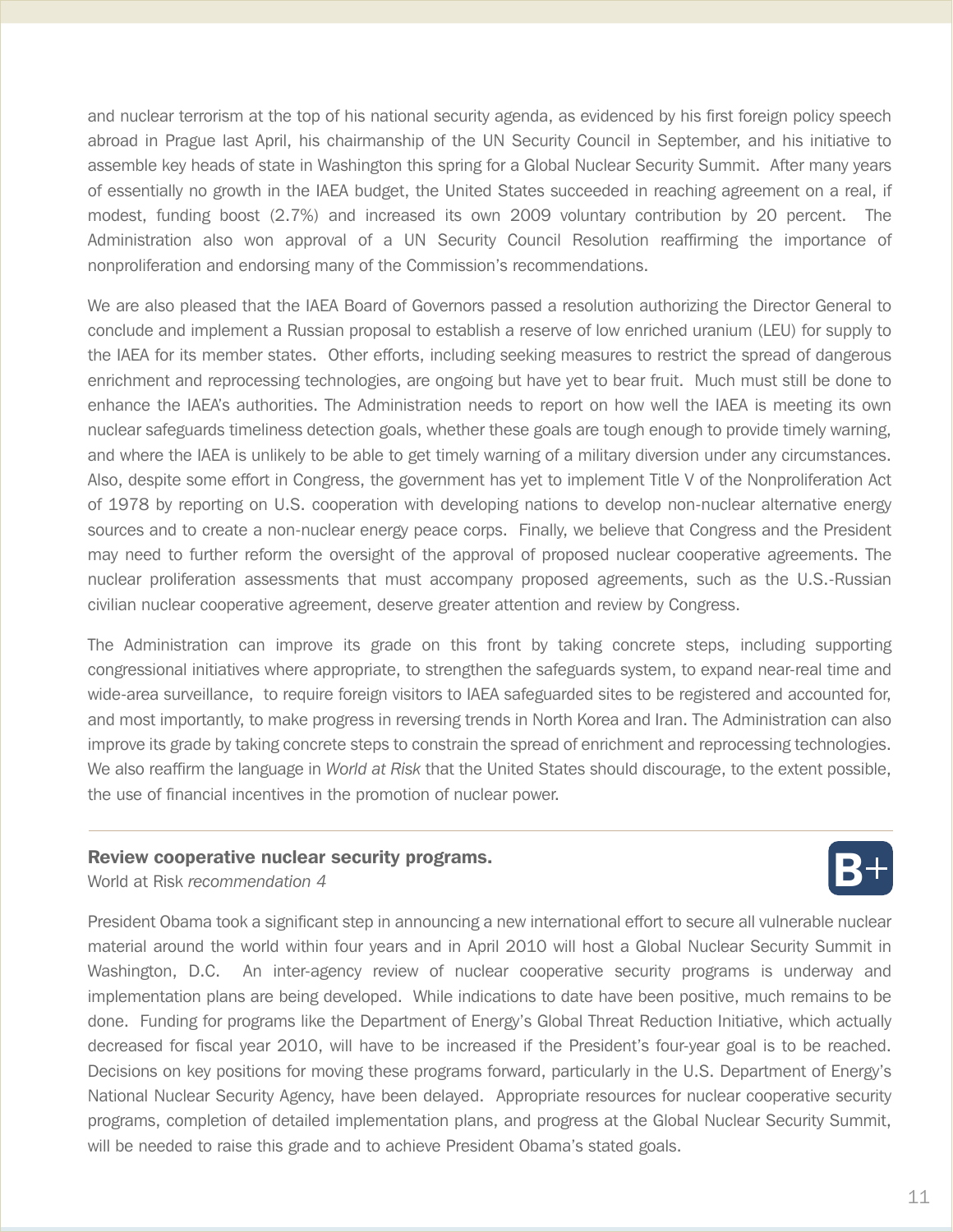and nuclear terrorism at the top of his national security agenda, as evidenced by his first foreign policy speech abroad in Prague last April, his chairmanship of the UN Security Council in September, and his initiative to assemble key heads of state in Washington this spring for a Global Nuclear Security Summit. After many years of essentially no growth in the IAEA budget, the United States succeeded in reaching agreement on a real, if modest, funding boost (2.7%) and increased its own 2009 voluntary contribution by 20 percent. The Administration also won approval of a UN Security Council Resolution reaffirming the importance of nonproliferation and endorsing many of the Commission's recommendations.

We are also pleased that the IAEA Board of Governors passed a resolution authorizing the Director General to conclude and implement a Russian proposal to establish a reserve of low enriched uranium (LEU) for supply to the IAEA for its member states. Other efforts, including seeking measures to restrict the spread of dangerous enrichment and reprocessing technologies, are ongoing but have yet to bear fruit. Much must still be done to enhance the IAEA's authorities. The Administration needs to report on how well the IAEA is meeting its own nuclear safeguards timeliness detection goals, whether these goals are tough enough to provide timely warning, and where the IAEA is unlikely to be able to get timely warning of a military diversion under any circumstances. Also, despite some effort in Congress, the government has yet to implement Title V of the Nonproliferation Act of 1978 by reporting on U.S. cooperation with developing nations to develop non-nuclear alternative energy sources and to create a non-nuclear energy peace corps. Finally, we believe that Congress and the President may need to further reform the oversight of the approval of proposed nuclear cooperative agreements. The nuclear proliferation assessments that must accompany proposed agreements, such as the U.S.-Russian civilian nuclear cooperative agreement, deserve greater attention and review by Congress.

The Administration can improve its grade on this front by taking concrete steps, including supporting congressional initiatives where appropriate, to strengthen the safeguards system, to expand near-real time and wide-area surveillance, to require foreign visitors to IAEA safeguarded sites to be registered and accounted for, and most importantly, to make progress in reversing trends in North Korea and Iran. The Administration can also improve its grade by taking concrete steps to constrain the spread of enrichment and reprocessing technologies. We also reaffirm the language in *World at Risk* that the United States should discourage, to the extent possible, the use of financial incentives in the promotion of nuclear power.

---

### Review cooperative nuclear security programs.

World at Risk *recommendation 4*

**B+**

President Obama took a significant step in announcing a new international effort to secure all vulnerable nuclear material around the world within four years and in April 2010 will host a Global Nuclear Security Summit in Washington, D.C. An inter-agency review of nuclear cooperative security programs is underway and implementation plans are being developed. While indications to date have been positive, much remains to be done. Funding for programs like the Department of Energy's Global Threat Reduction Initiative, which actually decreased for fiscal year 2010, will have to be increased if the President's four-year goal is to be reached. Decisions on key positions for moving these programs forward, particularly in the U.S. Department of Energy's National Nuclear Security Agency, have been delayed. Appropriate resources for nuclear cooperative security programs, completion of detailed implementation plans, and progress at the Global Nuclear Security Summit, will be needed to raise this grade and to achieve President Obama's stated goals.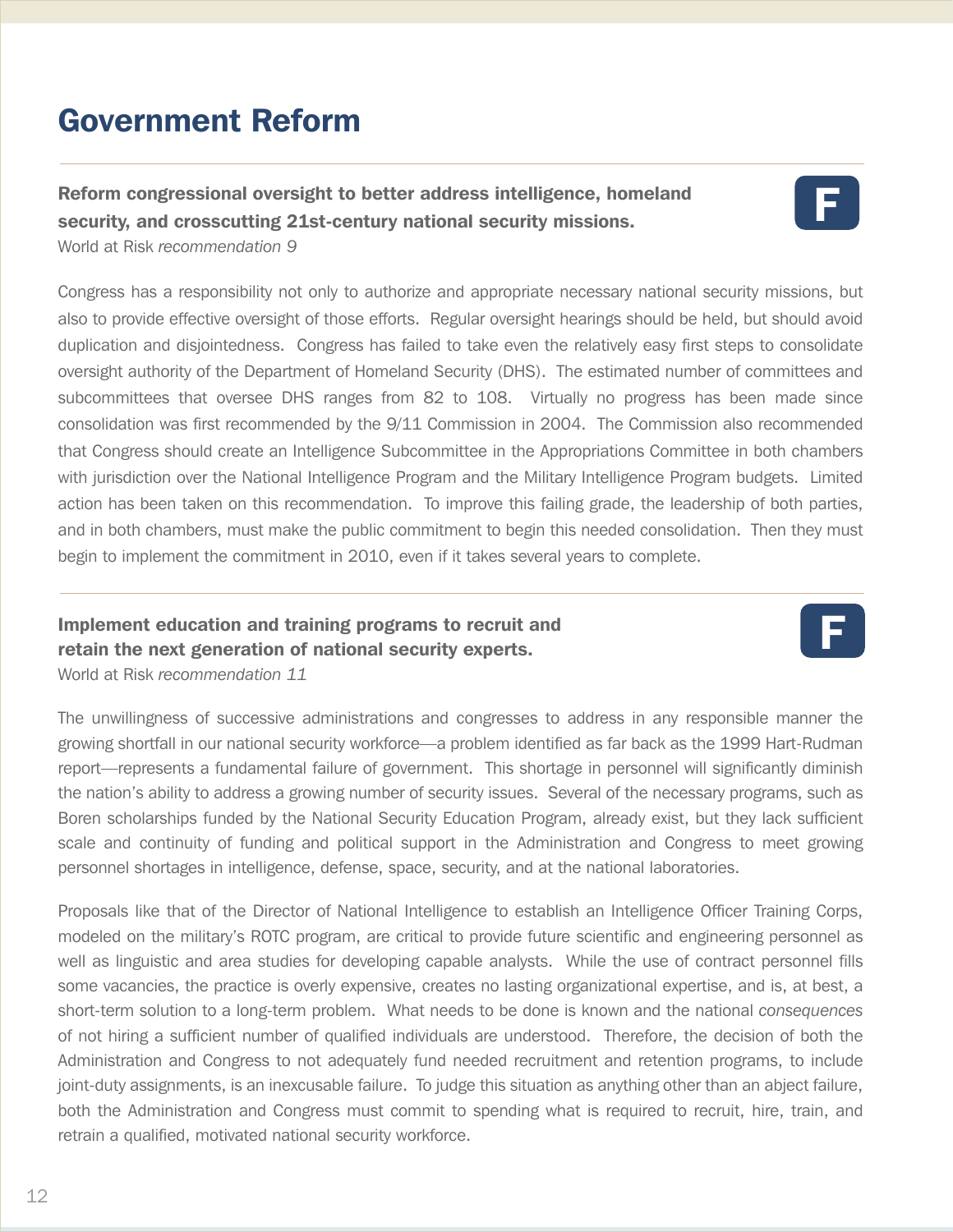# Government Reform

**Reform congressional oversight to better address intelligence, homeland security, and crosscutting 21st-century national security missions.**
World at Risk *recommendation 9*

**F**

Congress has a responsibility not only to authorize and appropriate necessary national security missions, but also to provide effective oversight of those efforts. Regular oversight hearings should be held, but should avoid duplication and disjointedness. Congress has failed to take even the relatively easy first steps to consolidate oversight authority of the Department of Homeland Security (DHS). The estimated number of committees and subcommittees that oversee DHS ranges from 82 to 108. Virtually no progress has been made since consolidation was first recommended by the 9/11 Commission in 2004. The Commission also recommended that Congress should create an Intelligence Subcommittee in the Appropriations Committee in both chambers with jurisdiction over the National Intelligence Program and the Military Intelligence Program budgets. Limited action has been taken on this recommendation. To improve this failing grade, the leadership of both parties, and in both chambers, must make the public commitment to begin this needed consolidation. Then they must begin to implement the commitment in 2010, even if it takes several years to complete.

---

**Implement education and training programs to recruit and retain the next generation of national security experts.**
World at Risk *recommendation 11*

**F**

The unwillingness of successive administrations and congresses to address in any responsible manner the growing shortfall in our national security workforce—a problem identified as far back as the 1999 Hart-Rudman report—represents a fundamental failure of government. This shortage in personnel will significantly diminish the nation's ability to address a growing number of security issues. Several of the necessary programs, such as Boren scholarships funded by the National Security Education Program, already exist, but they lack sufficient scale and continuity of funding and political support in the Administration and Congress to meet growing personnel shortages in intelligence, defense, space, security, and at the national laboratories.

Proposals like that of the Director of National Intelligence to establish an Intelligence Officer Training Corps, modeled on the military's ROTC program, are critical to provide future scientific and engineering personnel as well as linguistic and area studies for developing capable analysts. While the use of contract personnel fills some vacancies, the practice is overly expensive, creates no lasting organizational expertise, and is, at best, a short-term solution to a long-term problem. What needs to be done is known and the national *consequences* of not hiring a sufficient number of qualified individuals are understood. Therefore, the decision of both the Administration and Congress to not adequately fund needed recruitment and retention programs, to include joint-duty assignments, is an inexcusable failure. To judge this situation as anything other than an abject failure, both the Administration and Congress must commit to spending what is required to recruit, hire, train, and retrain a qualified, motivated national security workforce.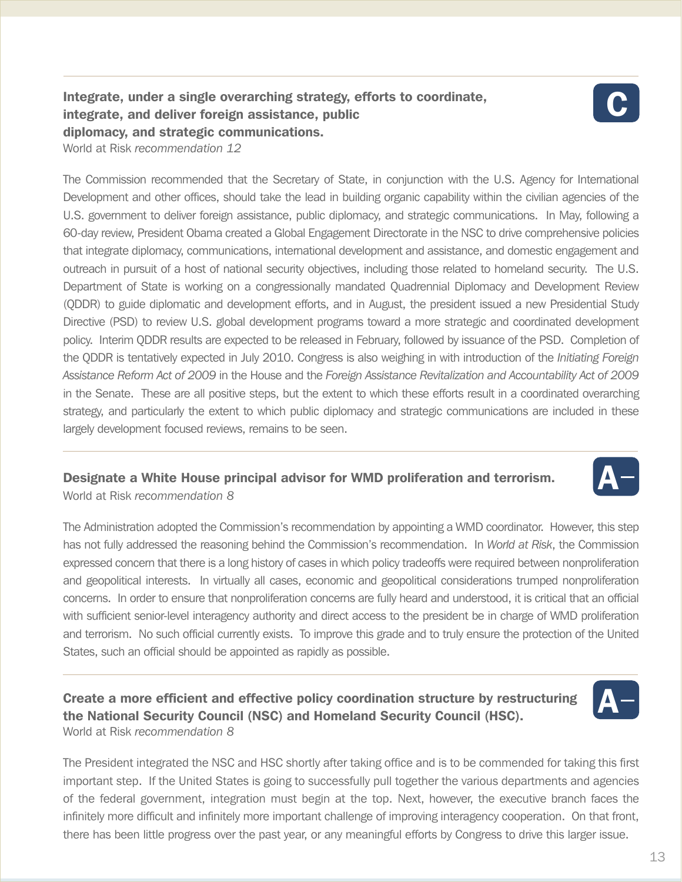### Integrate, under a single overarching strategy, efforts to coordinate, integrate, and deliver foreign assistance, public diplomacy, and strategic communications.

**C**

World at Risk *recommendation 12*

The Commission recommended that the Secretary of State, in conjunction with the U.S. Agency for International Development and other offices, should take the lead in building organic capability within the civilian agencies of the U.S. government to deliver foreign assistance, public diplomacy, and strategic communications. In May, following a 60-day review, President Obama created a Global Engagement Directorate in the NSC to drive comprehensive policies that integrate diplomacy, communications, international development and assistance, and domestic engagement and outreach in pursuit of a host of national security objectives, including those related to homeland security. The U.S. Department of State is working on a congressionally mandated Quadrennial Diplomacy and Development Review (QDDR) to guide diplomatic and development efforts, and in August, the president issued a new Presidential Study Directive (PSD) to review U.S. global development programs toward a more strategic and coordinated development policy. Interim QDDR results are expected to be released in February, followed by issuance of the PSD. Completion of the QDDR is tentatively expected in July 2010. Congress is also weighing in with introduction of the *Initiating Foreign Assistance Reform Act of 2009* in the House and the *Foreign Assistance Revitalization and Accountability Act of 2009* in the Senate. These are all positive steps, but the extent to which these efforts result in a coordinated overarching strategy, and particularly the extent to which public diplomacy and strategic communications are included in these largely development focused reviews, remains to be seen.

---

### Designate a White House principal advisor for WMD proliferation and terrorism.

**A–**

World at Risk *recommendation 8*

The Administration adopted the Commission's recommendation by appointing a WMD coordinator. However, this step has not fully addressed the reasoning behind the Commission's recommendation. In *World at Risk*, the Commission expressed concern that there is a long history of cases in which policy tradeoffs were required between nonproliferation and geopolitical interests. In virtually all cases, economic and geopolitical considerations trumped nonproliferation concerns. In order to ensure that nonproliferation concerns are fully heard and understood, it is critical that an official with sufficient senior-level interagency authority and direct access to the president be in charge of WMD proliferation and terrorism. No such official currently exists. To improve this grade and to truly ensure the protection of the United States, such an official should be appointed as rapidly as possible.

---

### Create a more efficient and effective policy coordination structure by restructuring the National Security Council (NSC) and Homeland Security Council (HSC).

**A–**

World at Risk *recommendation 8*

The President integrated the NSC and HSC shortly after taking office and is to be commended for taking this first important step. If the United States is going to successfully pull together the various departments and agencies of the federal government, integration must begin at the top. Next, however, the executive branch faces the infinitely more difficult and infinitely more important challenge of improving interagency cooperation. On that front, there has been little progress over the past year, or any meaningful efforts by Congress to drive this larger issue.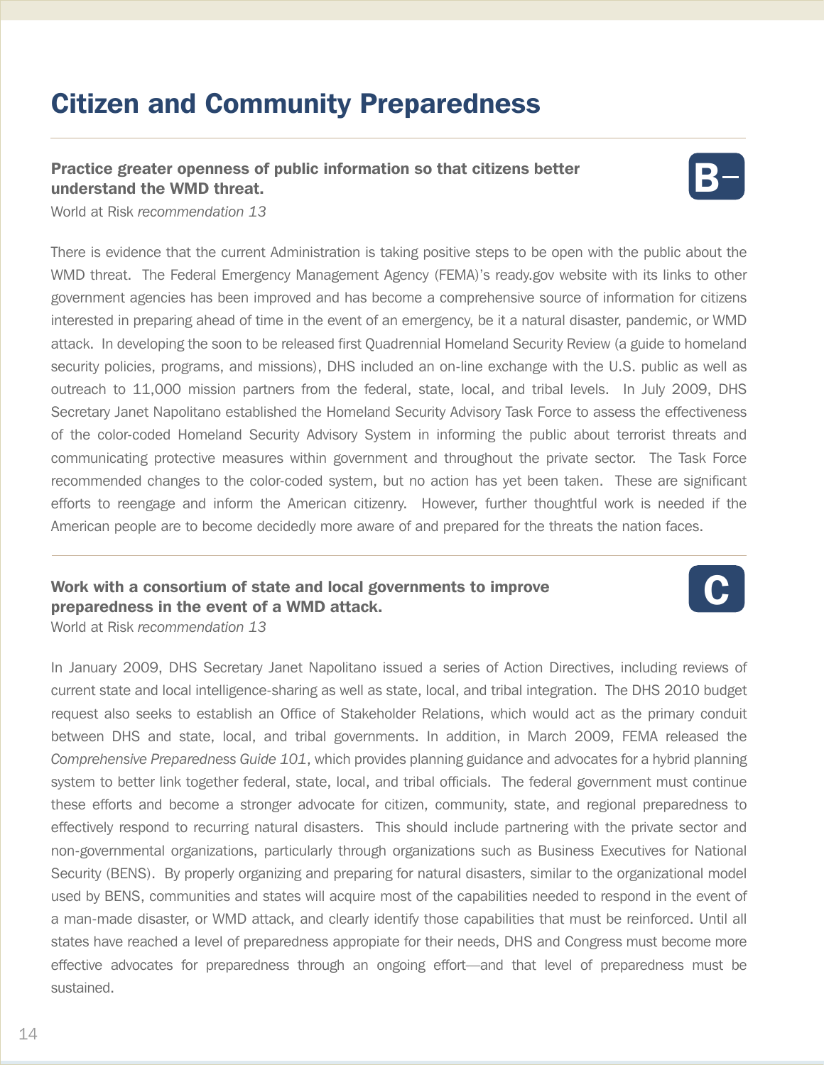# Citizen and Community Preparedness

**Practice greater openness of public information so that citizens better understand the WMD threat.**

**B–**

World at Risk *recommendation 13*

There is evidence that the current Administration is taking positive steps to be open with the public about the WMD threat. The Federal Emergency Management Agency (FEMA)'s ready.gov website with its links to other government agencies has been improved and has become a comprehensive source of information for citizens interested in preparing ahead of time in the event of an emergency, be it a natural disaster, pandemic, or WMD attack. In developing the soon to be released first Quadrennial Homeland Security Review (a guide to homeland security policies, programs, and missions), DHS included an on-line exchange with the U.S. public as well as outreach to 11,000 mission partners from the federal, state, local, and tribal levels. In July 2009, DHS Secretary Janet Napolitano established the Homeland Security Advisory Task Force to assess the effectiveness of the color-coded Homeland Security Advisory System in informing the public about terrorist threats and communicating protective measures within government and throughout the private sector. The Task Force recommended changes to the color-coded system, but no action has yet been taken. These are significant efforts to reengage and inform the American citizenry. However, further thoughtful work is needed if the American people are to become decidedly more aware of and prepared for the threats the nation faces.

---

**Work with a consortium of state and local governments to improve preparedness in the event of a WMD attack.**

**C**

World at Risk *recommendation 13*

In January 2009, DHS Secretary Janet Napolitano issued a series of Action Directives, including reviews of current state and local intelligence-sharing as well as state, local, and tribal integration. The DHS 2010 budget request also seeks to establish an Office of Stakeholder Relations, which would act as the primary conduit between DHS and state, local, and tribal governments. In addition, in March 2009, FEMA released the *Comprehensive Preparedness Guide 101*, which provides planning guidance and advocates for a hybrid planning system to better link together federal, state, local, and tribal officials. The federal government must continue these efforts and become a stronger advocate for citizen, community, state, and regional preparedness to effectively respond to recurring natural disasters. This should include partnering with the private sector and non-governmental organizations, particularly through organizations such as Business Executives for National Security (BENS). By properly organizing and preparing for natural disasters, similar to the organizational model used by BENS, communities and states will acquire most of the capabilities needed to respond in the event of a man-made disaster, or WMD attack, and clearly identify those capabilities that must be reinforced. Until all states have reached a level of preparedness appropiate for their needs, DHS and Congress must become more effective advocates for preparedness through an ongoing effort—and that level of preparedness must be sustained.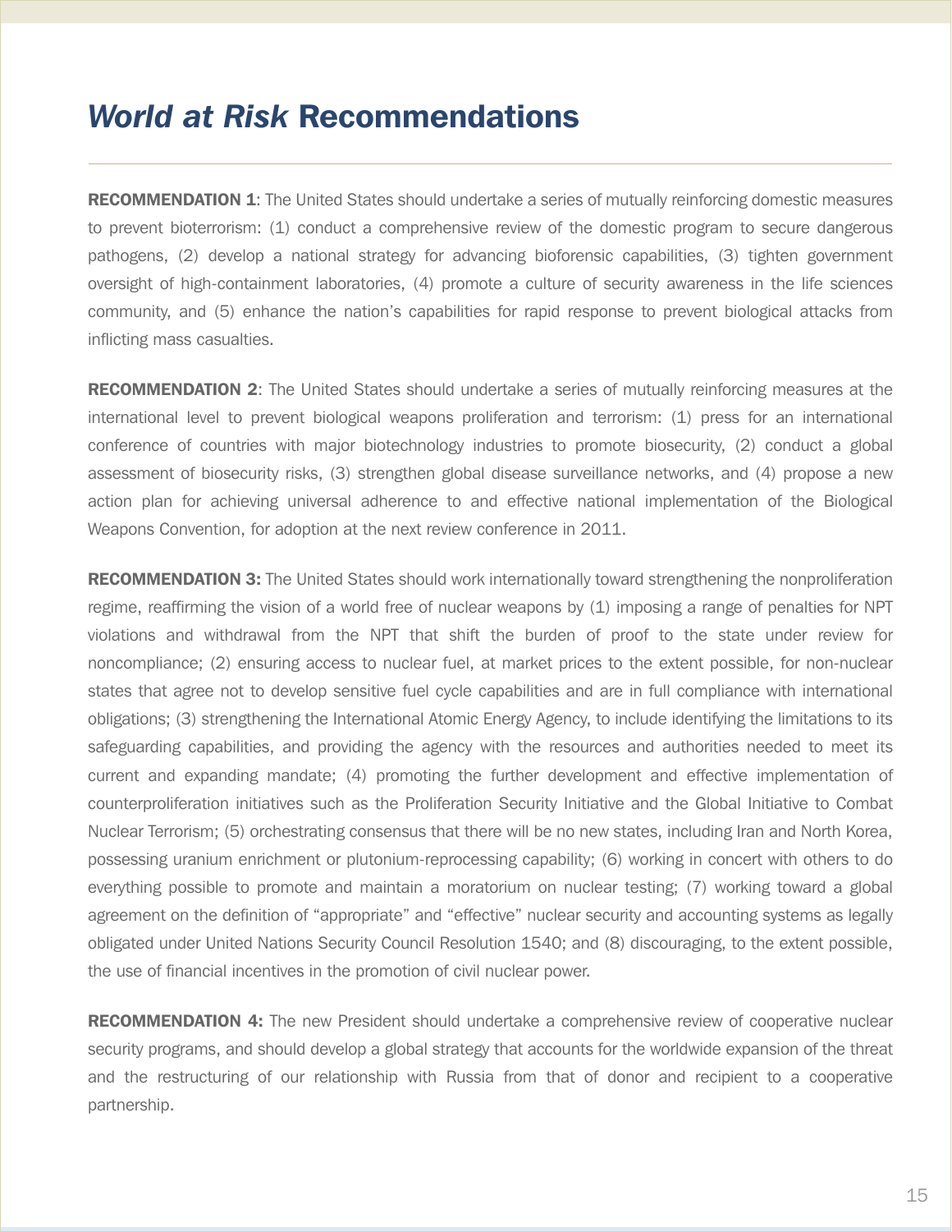# *World at Risk* Recommendations

**RECOMMENDATION 1**: The United States should undertake a series of mutually reinforcing domestic measures to prevent bioterrorism: (1) conduct a comprehensive review of the domestic program to secure dangerous pathogens, (2) develop a national strategy for advancing bioforensic capabilities, (3) tighten government oversight of high-containment laboratories, (4) promote a culture of security awareness in the life sciences community, and (5) enhance the nation's capabilities for rapid response to prevent biological attacks from inflicting mass casualties.

**RECOMMENDATION 2**: The United States should undertake a series of mutually reinforcing measures at the international level to prevent biological weapons proliferation and terrorism: (1) press for an international conference of countries with major biotechnology industries to promote biosecurity, (2) conduct a global assessment of biosecurity risks, (3) strengthen global disease surveillance networks, and (4) propose a new action plan for achieving universal adherence to and effective national implementation of the Biological Weapons Convention, for adoption at the next review conference in 2011.

**RECOMMENDATION 3:** The United States should work internationally toward strengthening the nonproliferation regime, reaffirming the vision of a world free of nuclear weapons by (1) imposing a range of penalties for NPT violations and withdrawal from the NPT that shift the burden of proof to the state under review for noncompliance; (2) ensuring access to nuclear fuel, at market prices to the extent possible, for non-nuclear states that agree not to develop sensitive fuel cycle capabilities and are in full compliance with international obligations; (3) strengthening the International Atomic Energy Agency, to include identifying the limitations to its safeguarding capabilities, and providing the agency with the resources and authorities needed to meet its current and expanding mandate; (4) promoting the further development and effective implementation of counterproliferation initiatives such as the Proliferation Security Initiative and the Global Initiative to Combat Nuclear Terrorism; (5) orchestrating consensus that there will be no new states, including Iran and North Korea, possessing uranium enrichment or plutonium-reprocessing capability; (6) working in concert with others to do everything possible to promote and maintain a moratorium on nuclear testing; (7) working toward a global agreement on the definition of "appropriate" and "effective" nuclear security and accounting systems as legally obligated under United Nations Security Council Resolution 1540; and (8) discouraging, to the extent possible, the use of financial incentives in the promotion of civil nuclear power.

**RECOMMENDATION 4:** The new President should undertake a comprehensive review of cooperative nuclear security programs, and should develop a global strategy that accounts for the worldwide expansion of the threat and the restructuring of our relationship with Russia from that of donor and recipient to a cooperative partnership.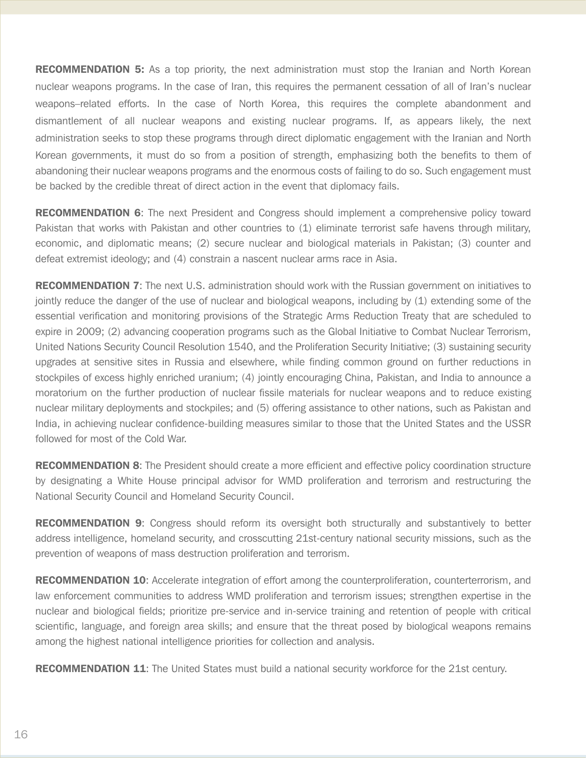**RECOMMENDATION 5:** As a top priority, the next administration must stop the Iranian and North Korean nuclear weapons programs. In the case of Iran, this requires the permanent cessation of all of Iran's nuclear weapons–related efforts. In the case of North Korea, this requires the complete abandonment and dismantlement of all nuclear weapons and existing nuclear programs. If, as appears likely, the next administration seeks to stop these programs through direct diplomatic engagement with the Iranian and North Korean governments, it must do so from a position of strength, emphasizing both the benefits to them of abandoning their nuclear weapons programs and the enormous costs of failing to do so. Such engagement must be backed by the credible threat of direct action in the event that diplomacy fails.

**RECOMMENDATION 6**: The next President and Congress should implement a comprehensive policy toward Pakistan that works with Pakistan and other countries to (1) eliminate terrorist safe havens through military, economic, and diplomatic means; (2) secure nuclear and biological materials in Pakistan; (3) counter and defeat extremist ideology; and (4) constrain a nascent nuclear arms race in Asia.

**RECOMMENDATION 7**: The next U.S. administration should work with the Russian government on initiatives to jointly reduce the danger of the use of nuclear and biological weapons, including by (1) extending some of the essential verification and monitoring provisions of the Strategic Arms Reduction Treaty that are scheduled to expire in 2009; (2) advancing cooperation programs such as the Global Initiative to Combat Nuclear Terrorism, United Nations Security Council Resolution 1540, and the Proliferation Security Initiative; (3) sustaining security upgrades at sensitive sites in Russia and elsewhere, while finding common ground on further reductions in stockpiles of excess highly enriched uranium; (4) jointly encouraging China, Pakistan, and India to announce a moratorium on the further production of nuclear fissile materials for nuclear weapons and to reduce existing nuclear military deployments and stockpiles; and (5) offering assistance to other nations, such as Pakistan and India, in achieving nuclear confidence-building measures similar to those that the United States and the USSR followed for most of the Cold War.

**RECOMMENDATION 8**: The President should create a more efficient and effective policy coordination structure by designating a White House principal advisor for WMD proliferation and terrorism and restructuring the National Security Council and Homeland Security Council.

**RECOMMENDATION 9**: Congress should reform its oversight both structurally and substantively to better address intelligence, homeland security, and crosscutting 21st-century national security missions, such as the prevention of weapons of mass destruction proliferation and terrorism.

**RECOMMENDATION 10**: Accelerate integration of effort among the counterproliferation, counterterrorism, and law enforcement communities to address WMD proliferation and terrorism issues; strengthen expertise in the nuclear and biological fields; prioritize pre-service and in-service training and retention of people with critical scientific, language, and foreign area skills; and ensure that the threat posed by biological weapons remains among the highest national intelligence priorities for collection and analysis.

**RECOMMENDATION 11**: The United States must build a national security workforce for the 21st century.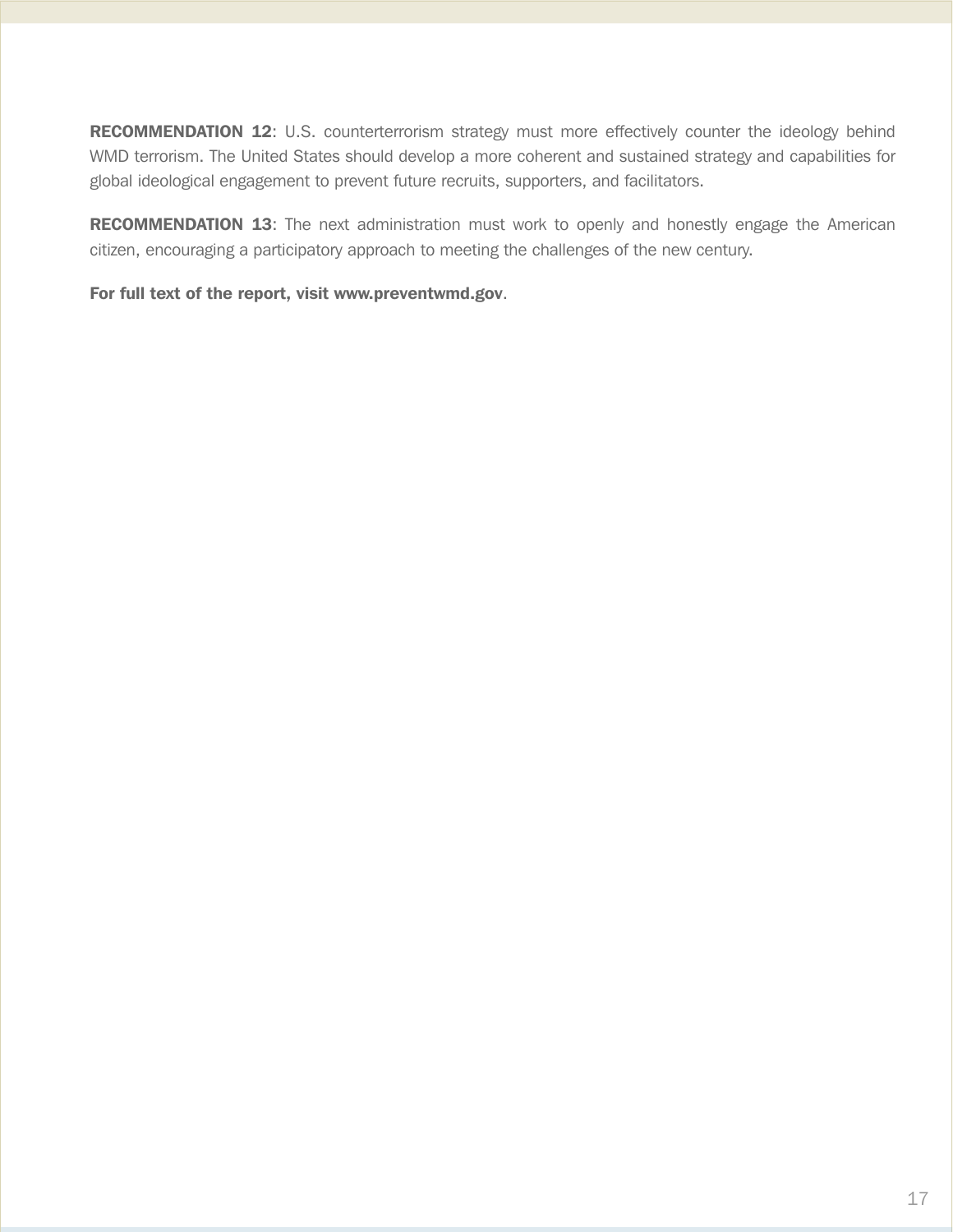**RECOMMENDATION 12**: U.S. counterterrorism strategy must more effectively counter the ideology behind WMD terrorism. The United States should develop a more coherent and sustained strategy and capabilities for global ideological engagement to prevent future recruits, supporters, and facilitators.

**RECOMMENDATION 13**: The next administration must work to openly and honestly engage the American citizen, encouraging a participatory approach to meeting the challenges of the new century.

**For full text of the report, visit www.preventwmd.gov**.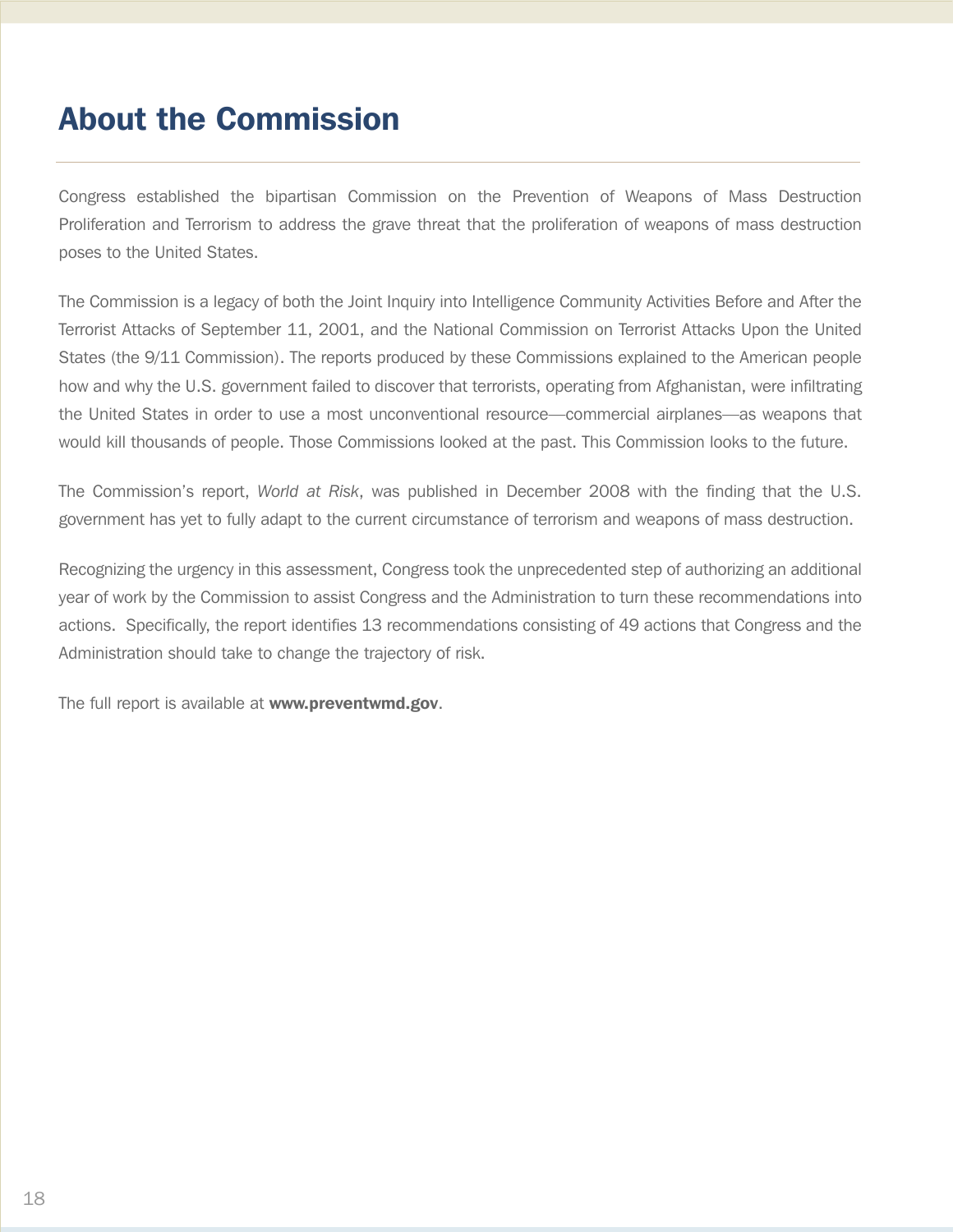# About the Commission

Congress established the bipartisan Commission on the Prevention of Weapons of Mass Destruction Proliferation and Terrorism to address the grave threat that the proliferation of weapons of mass destruction poses to the United States.

The Commission is a legacy of both the Joint Inquiry into Intelligence Community Activities Before and After the Terrorist Attacks of September 11, 2001, and the National Commission on Terrorist Attacks Upon the United States (the 9/11 Commission). The reports produced by these Commissions explained to the American people how and why the U.S. government failed to discover that terrorists, operating from Afghanistan, were infiltrating the United States in order to use a most unconventional resource—commercial airplanes—as weapons that would kill thousands of people. Those Commissions looked at the past. This Commission looks to the future.

The Commission's report, *World at Risk*, was published in December 2008 with the finding that the U.S. government has yet to fully adapt to the current circumstance of terrorism and weapons of mass destruction.

Recognizing the urgency in this assessment, Congress took the unprecedented step of authorizing an additional year of work by the Commission to assist Congress and the Administration to turn these recommendations into actions. Specifically, the report identifies 13 recommendations consisting of 49 actions that Congress and the Administration should take to change the trajectory of risk.

The full report is available at **www.preventwmd.gov**.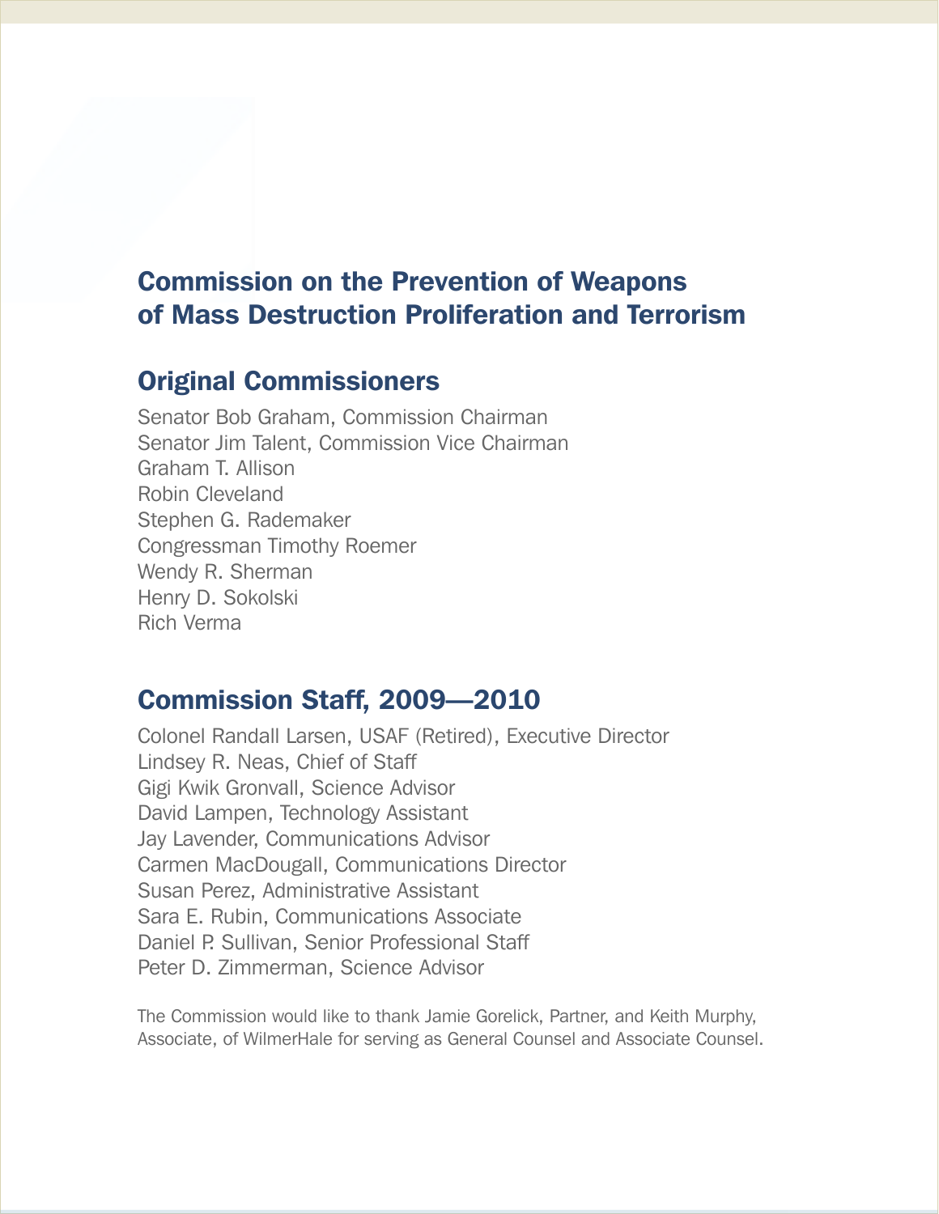# Commission on the Prevention of Weapons of Mass Destruction Proliferation and Terrorism

## Original Commissioners

Senator Bob Graham, Commission Chairman
Senator Jim Talent, Commission Vice Chairman
Graham T. Allison
Robin Cleveland
Stephen G. Rademaker
Congressman Timothy Roemer
Wendy R. Sherman
Henry D. Sokolski
Rich Verma

## Commission Staff, 2009—2010

Colonel Randall Larsen, USAF (Retired), Executive Director
Lindsey R. Neas, Chief of Staff
Gigi Kwik Gronvall, Science Advisor
David Lampen, Technology Assistant
Jay Lavender, Communications Advisor
Carmen MacDougall, Communications Director
Susan Perez, Administrative Assistant
Sara E. Rubin, Communications Associate
Daniel P. Sullivan, Senior Professional Staff
Peter D. Zimmerman, Science Advisor

The Commission would like to thank Jamie Gorelick, Partner, and Keith Murphy, Associate, of WilmerHale for serving as General Counsel and Associate Counsel.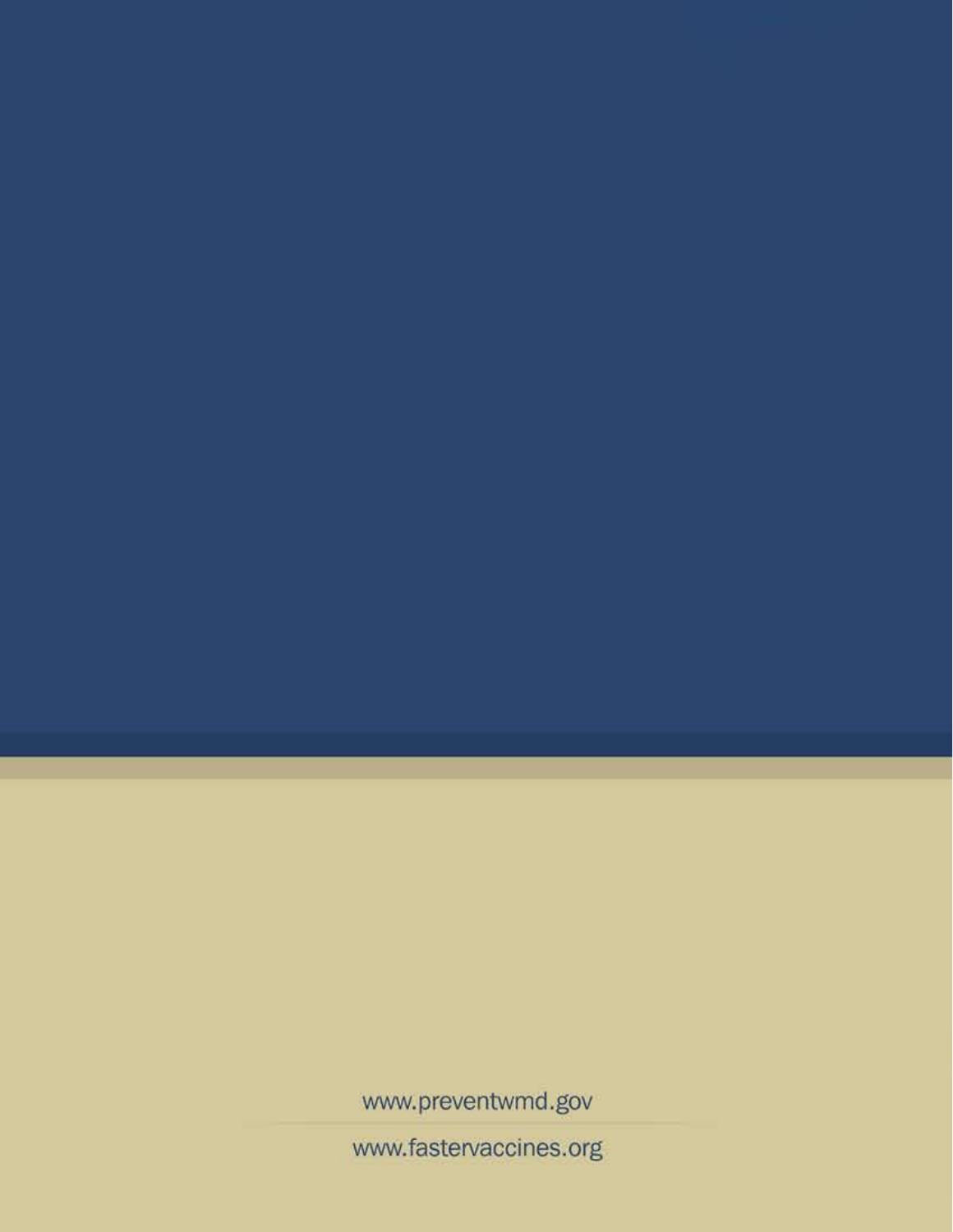www.preventwmd.gov

www.fastervaccines.org